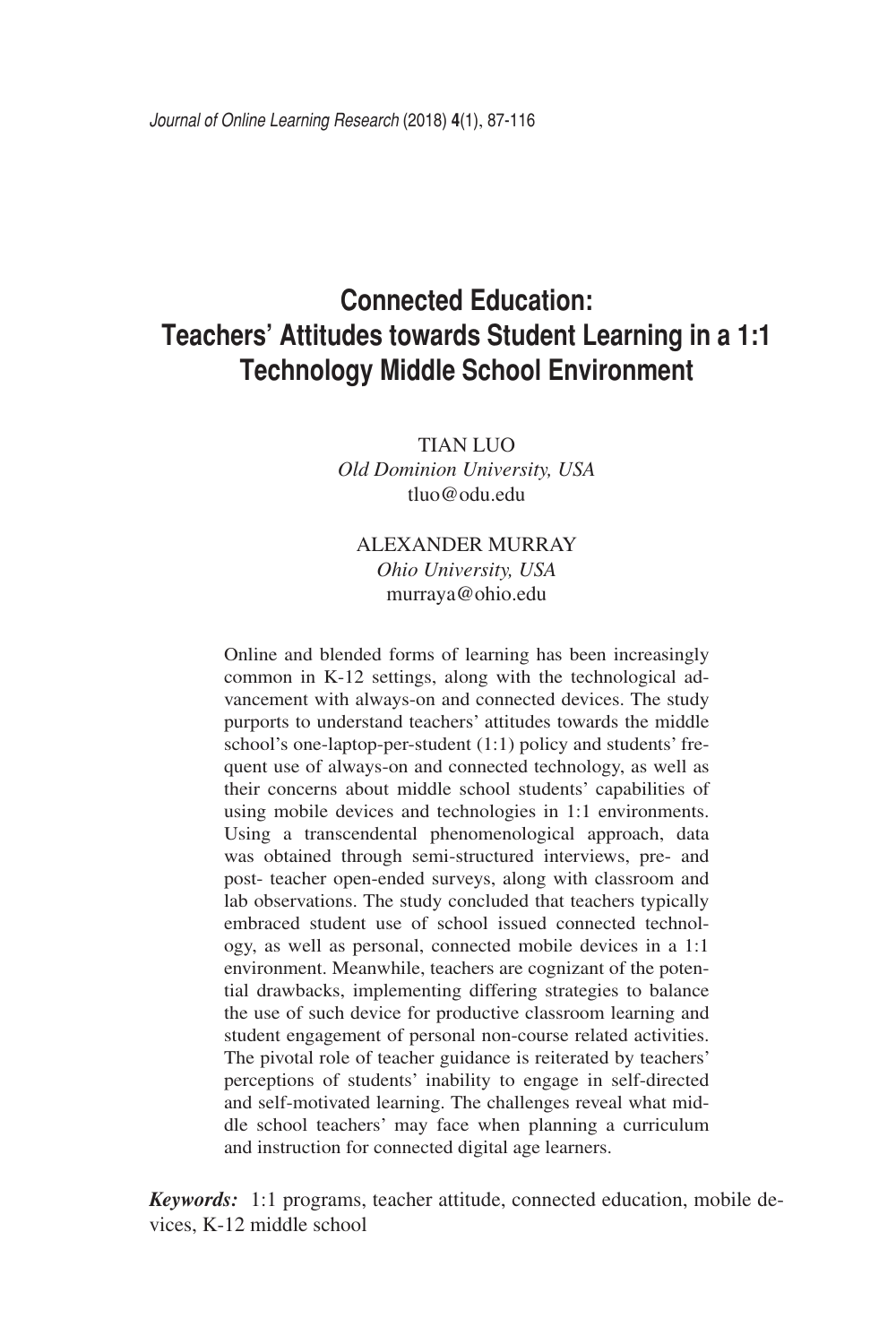# Connected Education: Teachers' Attitudes towards Student Learning in a 1:1 Technology Middle School Environment

TIAN LUO
*Old Dominion University, USA*
tluo@odu.edu

ALEXANDER MURRAY
*Ohio University, USA*
murraya@ohio.edu

Online and blended forms of learning has been increasingly common in K-12 settings, along with the technological advancement with always-on and connected devices. The study purports to understand teachers' attitudes towards the middle school's one-laptop-per-student (1:1) policy and students' frequent use of always-on and connected technology, as well as their concerns about middle school students' capabilities of using mobile devices and technologies in 1:1 environments. Using a transcendental phenomenological approach, data was obtained through semi-structured interviews, pre- and post- teacher open-ended surveys, along with classroom and lab observations. The study concluded that teachers typically embraced student use of school issued connected technology, as well as personal, connected mobile devices in a 1:1 environment. Meanwhile, teachers are cognizant of the potential drawbacks, implementing differing strategies to balance the use of such device for productive classroom learning and student engagement of personal non-course related activities. The pivotal role of teacher guidance is reiterated by teachers' perceptions of students' inability to engage in self-directed and self-motivated learning. The challenges reveal what middle school teachers' may face when planning a curriculum and instruction for connected digital age learners.

***Keywords:*** 1:1 programs, teacher attitude, connected education, mobile devices, K-12 middle school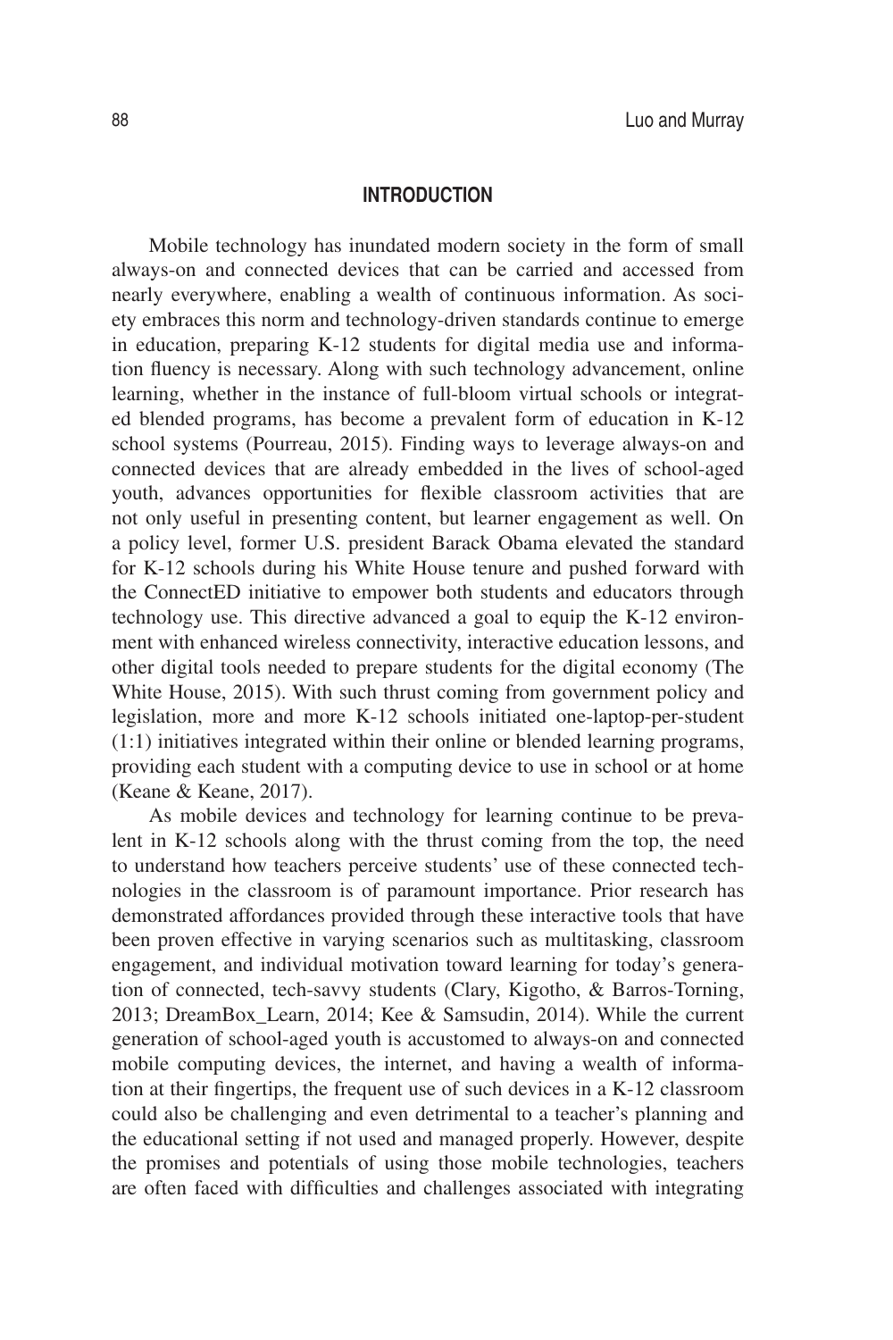## INTRODUCTION

Mobile technology has inundated modern society in the form of small always-on and connected devices that can be carried and accessed from nearly everywhere, enabling a wealth of continuous information. As society embraces this norm and technology-driven standards continue to emerge in education, preparing K-12 students for digital media use and information fluency is necessary. Along with such technology advancement, online learning, whether in the instance of full-bloom virtual schools or integrated blended programs, has become a prevalent form of education in K-12 school systems (Pourreau, 2015). Finding ways to leverage always-on and connected devices that are already embedded in the lives of school-aged youth, advances opportunities for flexible classroom activities that are not only useful in presenting content, but learner engagement as well. On a policy level, former U.S. president Barack Obama elevated the standard for K-12 schools during his White House tenure and pushed forward with the ConnectED initiative to empower both students and educators through technology use. This directive advanced a goal to equip the K-12 environment with enhanced wireless connectivity, interactive education lessons, and other digital tools needed to prepare students for the digital economy (The White House, 2015). With such thrust coming from government policy and legislation, more and more K-12 schools initiated one-laptop-per-student (1:1) initiatives integrated within their online or blended learning programs, providing each student with a computing device to use in school or at home (Keane & Keane, 2017).

As mobile devices and technology for learning continue to be prevalent in K-12 schools along with the thrust coming from the top, the need to understand how teachers perceive students' use of these connected technologies in the classroom is of paramount importance. Prior research has demonstrated affordances provided through these interactive tools that have been proven effective in varying scenarios such as multitasking, classroom engagement, and individual motivation toward learning for today's generation of connected, tech-savvy students (Clary, Kigotho, & Barros-Torning, 2013; DreamBox_Learn, 2014; Kee & Samsudin, 2014). While the current generation of school-aged youth is accustomed to always-on and connected mobile computing devices, the internet, and having a wealth of information at their fingertips, the frequent use of such devices in a K-12 classroom could also be challenging and even detrimental to a teacher's planning and the educational setting if not used and managed properly. However, despite the promises and potentials of using those mobile technologies, teachers are often faced with difficulties and challenges associated with integrating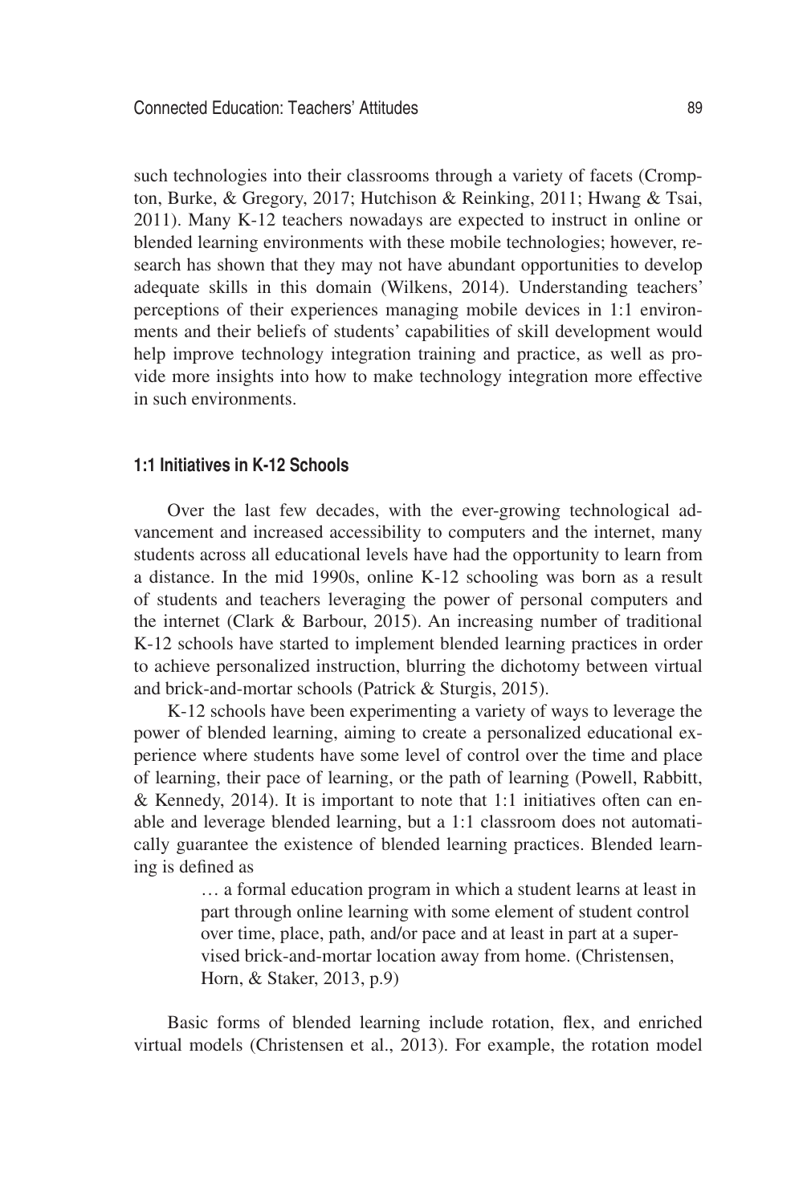such technologies into their classrooms through a variety of facets (Crompton, Burke, & Gregory, 2017; Hutchison & Reinking, 2011; Hwang & Tsai, 2011). Many K-12 teachers nowadays are expected to instruct in online or blended learning environments with these mobile technologies; however, research has shown that they may not have abundant opportunities to develop adequate skills in this domain (Wilkens, 2014). Understanding teachers' perceptions of their experiences managing mobile devices in 1:1 environments and their beliefs of students' capabilities of skill development would help improve technology integration training and practice, as well as provide more insights into how to make technology integration more effective in such environments.

### 1:1 Initiatives in K-12 Schools

Over the last few decades, with the ever-growing technological advancement and increased accessibility to computers and the internet, many students across all educational levels have had the opportunity to learn from a distance. In the mid 1990s, online K-12 schooling was born as a result of students and teachers leveraging the power of personal computers and the internet (Clark & Barbour, 2015). An increasing number of traditional K-12 schools have started to implement blended learning practices in order to achieve personalized instruction, blurring the dichotomy between virtual and brick-and-mortar schools (Patrick & Sturgis, 2015).

K-12 schools have been experimenting a variety of ways to leverage the power of blended learning, aiming to create a personalized educational experience where students have some level of control over the time and place of learning, their pace of learning, or the path of learning (Powell, Rabbitt, & Kennedy, 2014). It is important to note that 1:1 initiatives often can enable and leverage blended learning, but a 1:1 classroom does not automatically guarantee the existence of blended learning practices. Blended learning is defined as

> … a formal education program in which a student learns at least in part through online learning with some element of student control over time, place, path, and/or pace and at least in part at a supervised brick-and-mortar location away from home. (Christensen, Horn, & Staker, 2013, p.9)

Basic forms of blended learning include rotation, flex, and enriched virtual models (Christensen et al., 2013). For example, the rotation model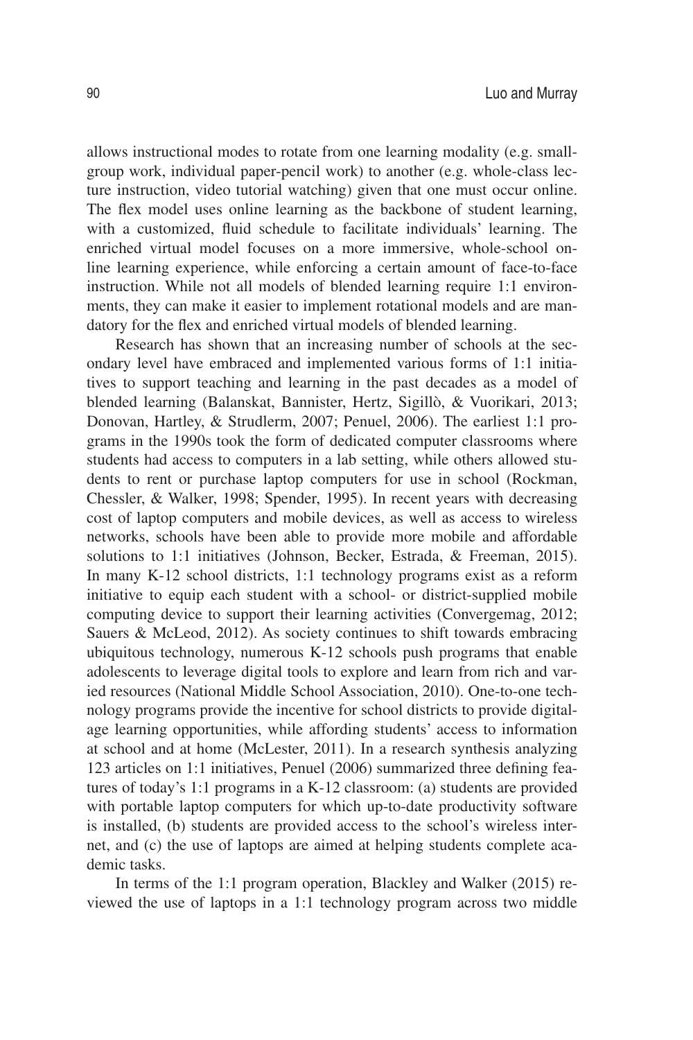allows instructional modes to rotate from one learning modality (e.g. small-group work, individual paper-pencil work) to another (e.g. whole-class lecture instruction, video tutorial watching) given that one must occur online. The flex model uses online learning as the backbone of student learning, with a customized, fluid schedule to facilitate individuals' learning. The enriched virtual model focuses on a more immersive, whole-school online learning experience, while enforcing a certain amount of face-to-face instruction. While not all models of blended learning require 1:1 environments, they can make it easier to implement rotational models and are mandatory for the flex and enriched virtual models of blended learning.

Research has shown that an increasing number of schools at the secondary level have embraced and implemented various forms of 1:1 initiatives to support teaching and learning in the past decades as a model of blended learning (Balanskat, Bannister, Hertz, Sigillò, & Vuorikari, 2013; Donovan, Hartley, & Strudlerm, 2007; Penuel, 2006). The earliest 1:1 programs in the 1990s took the form of dedicated computer classrooms where students had access to computers in a lab setting, while others allowed students to rent or purchase laptop computers for use in school (Rockman, Chessler, & Walker, 1998; Spender, 1995). In recent years with decreasing cost of laptop computers and mobile devices, as well as access to wireless networks, schools have been able to provide more mobile and affordable solutions to 1:1 initiatives (Johnson, Becker, Estrada, & Freeman, 2015). In many K-12 school districts, 1:1 technology programs exist as a reform initiative to equip each student with a school- or district-supplied mobile computing device to support their learning activities (Convergemag, 2012; Sauers & McLeod, 2012). As society continues to shift towards embracing ubiquitous technology, numerous K-12 schools push programs that enable adolescents to leverage digital tools to explore and learn from rich and varied resources (National Middle School Association, 2010). One-to-one technology programs provide the incentive for school districts to provide digital-age learning opportunities, while affording students' access to information at school and at home (McLester, 2011). In a research synthesis analyzing 123 articles on 1:1 initiatives, Penuel (2006) summarized three defining features of today's 1:1 programs in a K-12 classroom: (a) students are provided with portable laptop computers for which up-to-date productivity software is installed, (b) students are provided access to the school's wireless internet, and (c) the use of laptops are aimed at helping students complete academic tasks.

In terms of the 1:1 program operation, Blackley and Walker (2015) reviewed the use of laptops in a 1:1 technology program across two middle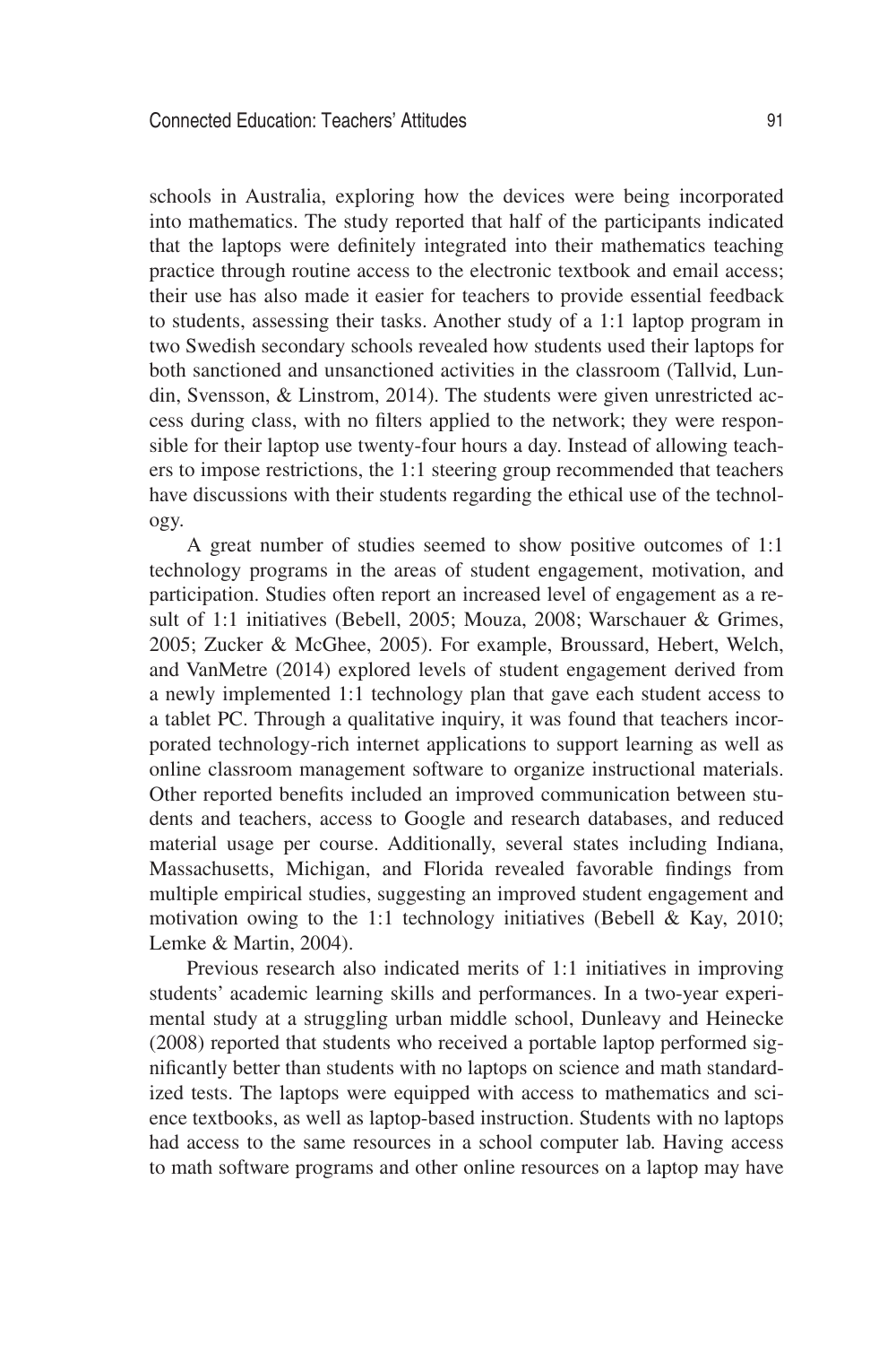schools in Australia, exploring how the devices were being incorporated into mathematics. The study reported that half of the participants indicated that the laptops were definitely integrated into their mathematics teaching practice through routine access to the electronic textbook and email access; their use has also made it easier for teachers to provide essential feedback to students, assessing their tasks. Another study of a 1:1 laptop program in two Swedish secondary schools revealed how students used their laptops for both sanctioned and unsanctioned activities in the classroom (Tallvid, Lundin, Svensson, & Linstrom, 2014). The students were given unrestricted access during class, with no filters applied to the network; they were responsible for their laptop use twenty-four hours a day. Instead of allowing teachers to impose restrictions, the 1:1 steering group recommended that teachers have discussions with their students regarding the ethical use of the technology.

A great number of studies seemed to show positive outcomes of 1:1 technology programs in the areas of student engagement, motivation, and participation. Studies often report an increased level of engagement as a result of 1:1 initiatives (Bebell, 2005; Mouza, 2008; Warschauer & Grimes, 2005; Zucker & McGhee, 2005). For example, Broussard, Hebert, Welch, and VanMetre (2014) explored levels of student engagement derived from a newly implemented 1:1 technology plan that gave each student access to a tablet PC. Through a qualitative inquiry, it was found that teachers incorporated technology-rich internet applications to support learning as well as online classroom management software to organize instructional materials. Other reported benefits included an improved communication between students and teachers, access to Google and research databases, and reduced material usage per course. Additionally, several states including Indiana, Massachusetts, Michigan, and Florida revealed favorable findings from multiple empirical studies, suggesting an improved student engagement and motivation owing to the 1:1 technology initiatives (Bebell & Kay, 2010; Lemke & Martin, 2004).

Previous research also indicated merits of 1:1 initiatives in improving students' academic learning skills and performances. In a two-year experimental study at a struggling urban middle school, Dunleavy and Heinecke (2008) reported that students who received a portable laptop performed significantly better than students with no laptops on science and math standardized tests. The laptops were equipped with access to mathematics and science textbooks, as well as laptop-based instruction. Students with no laptops had access to the same resources in a school computer lab. Having access to math software programs and other online resources on a laptop may have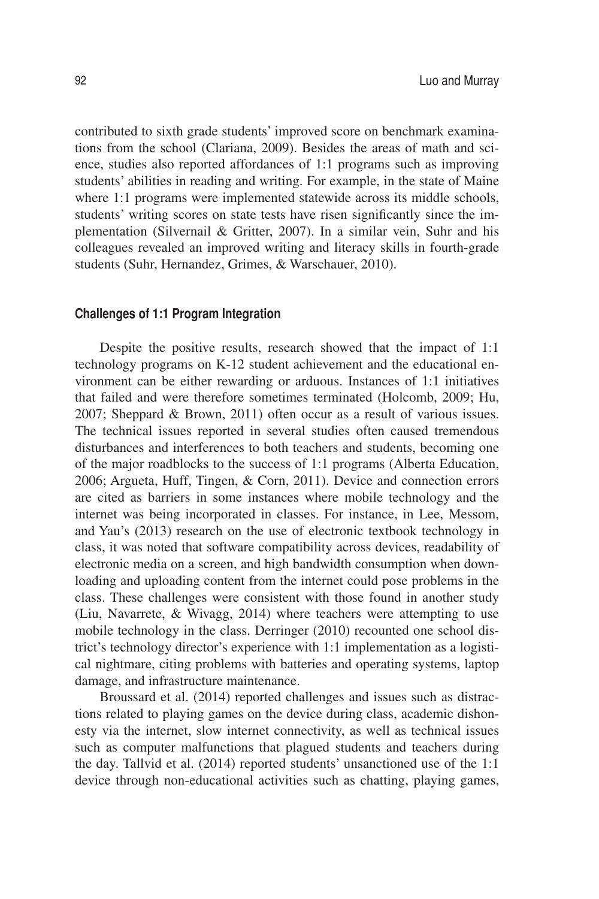contributed to sixth grade students' improved score on benchmark examinations from the school (Clariana, 2009). Besides the areas of math and science, studies also reported affordances of 1:1 programs such as improving students' abilities in reading and writing. For example, in the state of Maine where 1:1 programs were implemented statewide across its middle schools, students' writing scores on state tests have risen significantly since the implementation (Silvernail & Gritter, 2007). In a similar vein, Suhr and his colleagues revealed an improved writing and literacy skills in fourth-grade students (Suhr, Hernandez, Grimes, & Warschauer, 2010).

### Challenges of 1:1 Program Integration

Despite the positive results, research showed that the impact of 1:1 technology programs on K-12 student achievement and the educational environment can be either rewarding or arduous. Instances of 1:1 initiatives that failed and were therefore sometimes terminated (Holcomb, 2009; Hu, 2007; Sheppard & Brown, 2011) often occur as a result of various issues. The technical issues reported in several studies often caused tremendous disturbances and interferences to both teachers and students, becoming one of the major roadblocks to the success of 1:1 programs (Alberta Education, 2006; Argueta, Huff, Tingen, & Corn, 2011). Device and connection errors are cited as barriers in some instances where mobile technology and the internet was being incorporated in classes. For instance, in Lee, Messom, and Yau's (2013) research on the use of electronic textbook technology in class, it was noted that software compatibility across devices, readability of electronic media on a screen, and high bandwidth consumption when downloading and uploading content from the internet could pose problems in the class. These challenges were consistent with those found in another study (Liu, Navarrete, & Wivagg, 2014) where teachers were attempting to use mobile technology in the class. Derringer (2010) recounted one school district's technology director's experience with 1:1 implementation as a logistical nightmare, citing problems with batteries and operating systems, laptop damage, and infrastructure maintenance.

Broussard et al. (2014) reported challenges and issues such as distractions related to playing games on the device during class, academic dishonesty via the internet, slow internet connectivity, as well as technical issues such as computer malfunctions that plagued students and teachers during the day. Tallvid et al. (2014) reported students' unsanctioned use of the 1:1 device through non-educational activities such as chatting, playing games,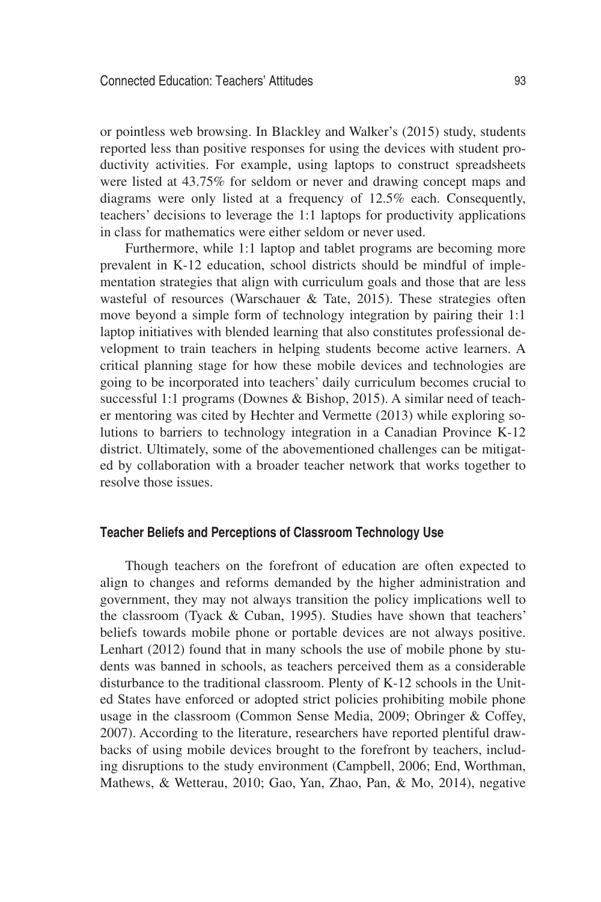or pointless web browsing. In Blackley and Walker's (2015) study, students reported less than positive responses for using the devices with student productivity activities. For example, using laptops to construct spreadsheets were listed at 43.75% for seldom or never and drawing concept maps and diagrams were only listed at a frequency of 12.5% each. Consequently, teachers' decisions to leverage the 1:1 laptops for productivity applications in class for mathematics were either seldom or never used.

Furthermore, while 1:1 laptop and tablet programs are becoming more prevalent in K-12 education, school districts should be mindful of implementation strategies that align with curriculum goals and those that are less wasteful of resources (Warschauer & Tate, 2015). These strategies often move beyond a simple form of technology integration by pairing their 1:1 laptop initiatives with blended learning that also constitutes professional development to train teachers in helping students become active learners. A critical planning stage for how these mobile devices and technologies are going to be incorporated into teachers' daily curriculum becomes crucial to successful 1:1 programs (Downes & Bishop, 2015). A similar need of teacher mentoring was cited by Hechter and Vermette (2013) while exploring solutions to barriers to technology integration in a Canadian Province K-12 district. Ultimately, some of the abovementioned challenges can be mitigated by collaboration with a broader teacher network that works together to resolve those issues.

### Teacher Beliefs and Perceptions of Classroom Technology Use

Though teachers on the forefront of education are often expected to align to changes and reforms demanded by the higher administration and government, they may not always transition the policy implications well to the classroom (Tyack & Cuban, 1995). Studies have shown that teachers' beliefs towards mobile phone or portable devices are not always positive. Lenhart (2012) found that in many schools the use of mobile phone by students was banned in schools, as teachers perceived them as a considerable disturbance to the traditional classroom. Plenty of K-12 schools in the United States have enforced or adopted strict policies prohibiting mobile phone usage in the classroom (Common Sense Media, 2009; Obringer & Coffey, 2007). According to the literature, researchers have reported plentiful drawbacks of using mobile devices brought to the forefront by teachers, including disruptions to the study environment (Campbell, 2006; End, Worthman, Mathews, & Wetterau, 2010; Gao, Yan, Zhao, Pan, & Mo, 2014), negative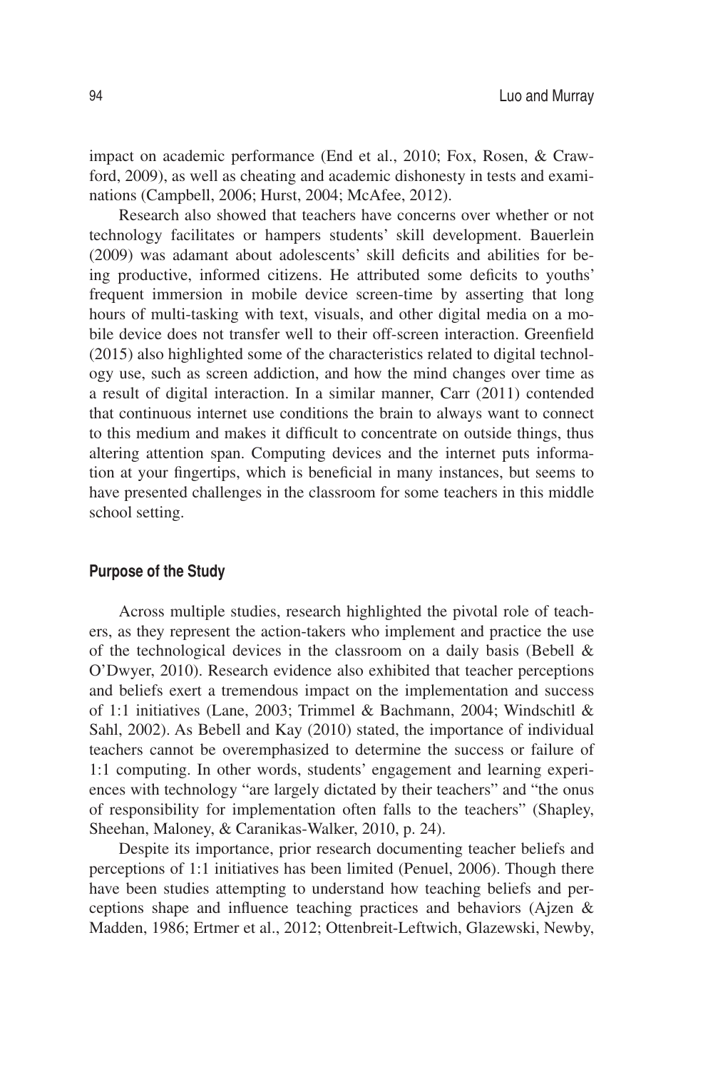impact on academic performance (End et al., 2010; Fox, Rosen, & Crawford, 2009), as well as cheating and academic dishonesty in tests and examinations (Campbell, 2006; Hurst, 2004; McAfee, 2012).

Research also showed that teachers have concerns over whether or not technology facilitates or hampers students' skill development. Bauerlein (2009) was adamant about adolescents' skill deficits and abilities for being productive, informed citizens. He attributed some deficits to youths' frequent immersion in mobile device screen-time by asserting that long hours of multi-tasking with text, visuals, and other digital media on a mobile device does not transfer well to their off-screen interaction. Greenfield (2015) also highlighted some of the characteristics related to digital technology use, such as screen addiction, and how the mind changes over time as a result of digital interaction. In a similar manner, Carr (2011) contended that continuous internet use conditions the brain to always want to connect to this medium and makes it difficult to concentrate on outside things, thus altering attention span. Computing devices and the internet puts information at your fingertips, which is beneficial in many instances, but seems to have presented challenges in the classroom for some teachers in this middle school setting.

## Purpose of the Study

Across multiple studies, research highlighted the pivotal role of teachers, as they represent the action-takers who implement and practice the use of the technological devices in the classroom on a daily basis (Bebell & O'Dwyer, 2010). Research evidence also exhibited that teacher perceptions and beliefs exert a tremendous impact on the implementation and success of 1:1 initiatives (Lane, 2003; Trimmel & Bachmann, 2004; Windschitl & Sahl, 2002). As Bebell and Kay (2010) stated, the importance of individual teachers cannot be overemphasized to determine the success or failure of 1:1 computing. In other words, students' engagement and learning experiences with technology "are largely dictated by their teachers" and "the onus of responsibility for implementation often falls to the teachers" (Shapley, Sheehan, Maloney, & Caranikas-Walker, 2010, p. 24).

Despite its importance, prior research documenting teacher beliefs and perceptions of 1:1 initiatives has been limited (Penuel, 2006). Though there have been studies attempting to understand how teaching beliefs and perceptions shape and influence teaching practices and behaviors (Ajzen & Madden, 1986; Ertmer et al., 2012; Ottenbreit-Leftwich, Glazewski, Newby,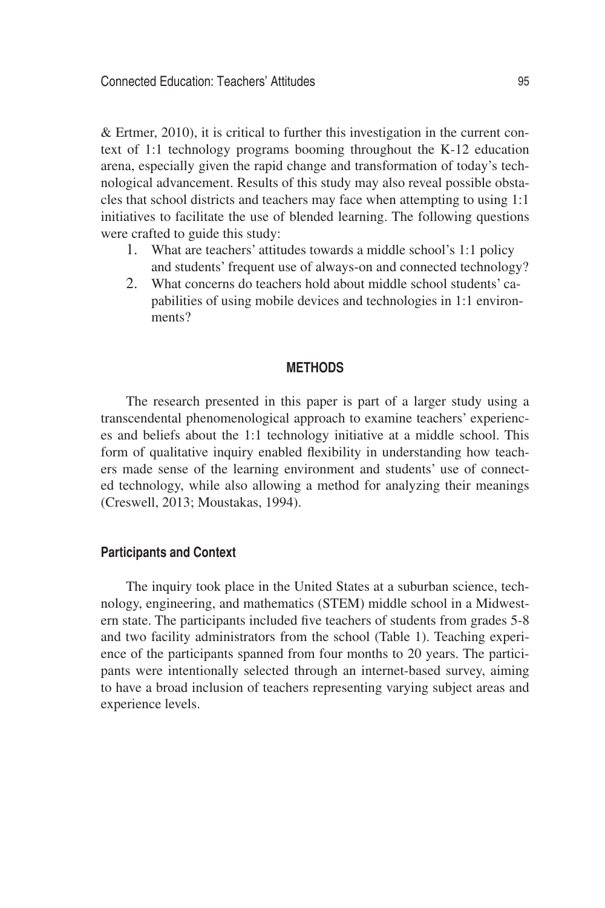& Ertmer, 2010), it is critical to further this investigation in the current context of 1:1 technology programs booming throughout the K-12 education arena, especially given the rapid change and transformation of today's technological advancement. Results of this study may also reveal possible obstacles that school districts and teachers may face when attempting to using 1:1 initiatives to facilitate the use of blended learning. The following questions were crafted to guide this study:

1. What are teachers' attitudes towards a middle school's 1:1 policy and students' frequent use of always-on and connected technology?
2. What concerns do teachers hold about middle school students' capabilities of using mobile devices and technologies in 1:1 environments?

## METHODS

The research presented in this paper is part of a larger study using a transcendental phenomenological approach to examine teachers' experiences and beliefs about the 1:1 technology initiative at a middle school. This form of qualitative inquiry enabled flexibility in understanding how teachers made sense of the learning environment and students' use of connected technology, while also allowing a method for analyzing their meanings (Creswell, 2013; Moustakas, 1994).

### Participants and Context

The inquiry took place in the United States at a suburban science, technology, engineering, and mathematics (STEM) middle school in a Midwestern state. The participants included five teachers of students from grades 5-8 and two facility administrators from the school (Table 1). Teaching experience of the participants spanned from four months to 20 years. The participants were intentionally selected through an internet-based survey, aiming to have a broad inclusion of teachers representing varying subject areas and experience levels.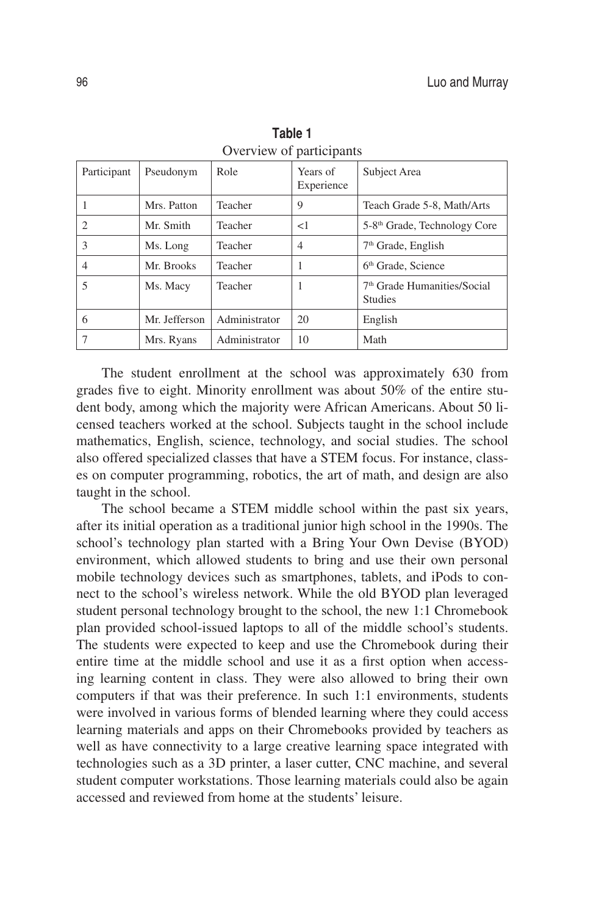**Table 1**
Overview of participants

| Participant | Pseudonym | Role | Years of Experience | Subject Area |
|---|---|---|---|---|
| 1 | Mrs. Patton | Teacher | 9 | Teach Grade 5-8, Math/Arts |
| 2 | Mr. Smith | Teacher | <1 | 5-8th Grade, Technology Core |
| 3 | Ms. Long | Teacher | 4 | 7th Grade, English |
| 4 | Mr. Brooks | Teacher | 1 | 6th Grade, Science |
| 5 | Ms. Macy | Teacher | 1 | 7th Grade Humanities/Social Studies |
| 6 | Mr. Jefferson | Administrator | 20 | English |
| 7 | Mrs. Ryans | Administrator | 10 | Math |

The student enrollment at the school was approximately 630 from grades five to eight. Minority enrollment was about 50% of the entire student body, among which the majority were African Americans. About 50 licensed teachers worked at the school. Subjects taught in the school include mathematics, English, science, technology, and social studies. The school also offered specialized classes that have a STEM focus. For instance, classes on computer programming, robotics, the art of math, and design are also taught in the school.

The school became a STEM middle school within the past six years, after its initial operation as a traditional junior high school in the 1990s. The school's technology plan started with a Bring Your Own Devise (BYOD) environment, which allowed students to bring and use their own personal mobile technology devices such as smartphones, tablets, and iPods to connect to the school's wireless network. While the old BYOD plan leveraged student personal technology brought to the school, the new 1:1 Chromebook plan provided school-issued laptops to all of the middle school's students. The students were expected to keep and use the Chromebook during their entire time at the middle school and use it as a first option when accessing learning content in class. They were also allowed to bring their own computers if that was their preference. In such 1:1 environments, students were involved in various forms of blended learning where they could access learning materials and apps on their Chromebooks provided by teachers as well as have connectivity to a large creative learning space integrated with technologies such as a 3D printer, a laser cutter, CNC machine, and several student computer workstations. Those learning materials could also be again accessed and reviewed from home at the students' leisure.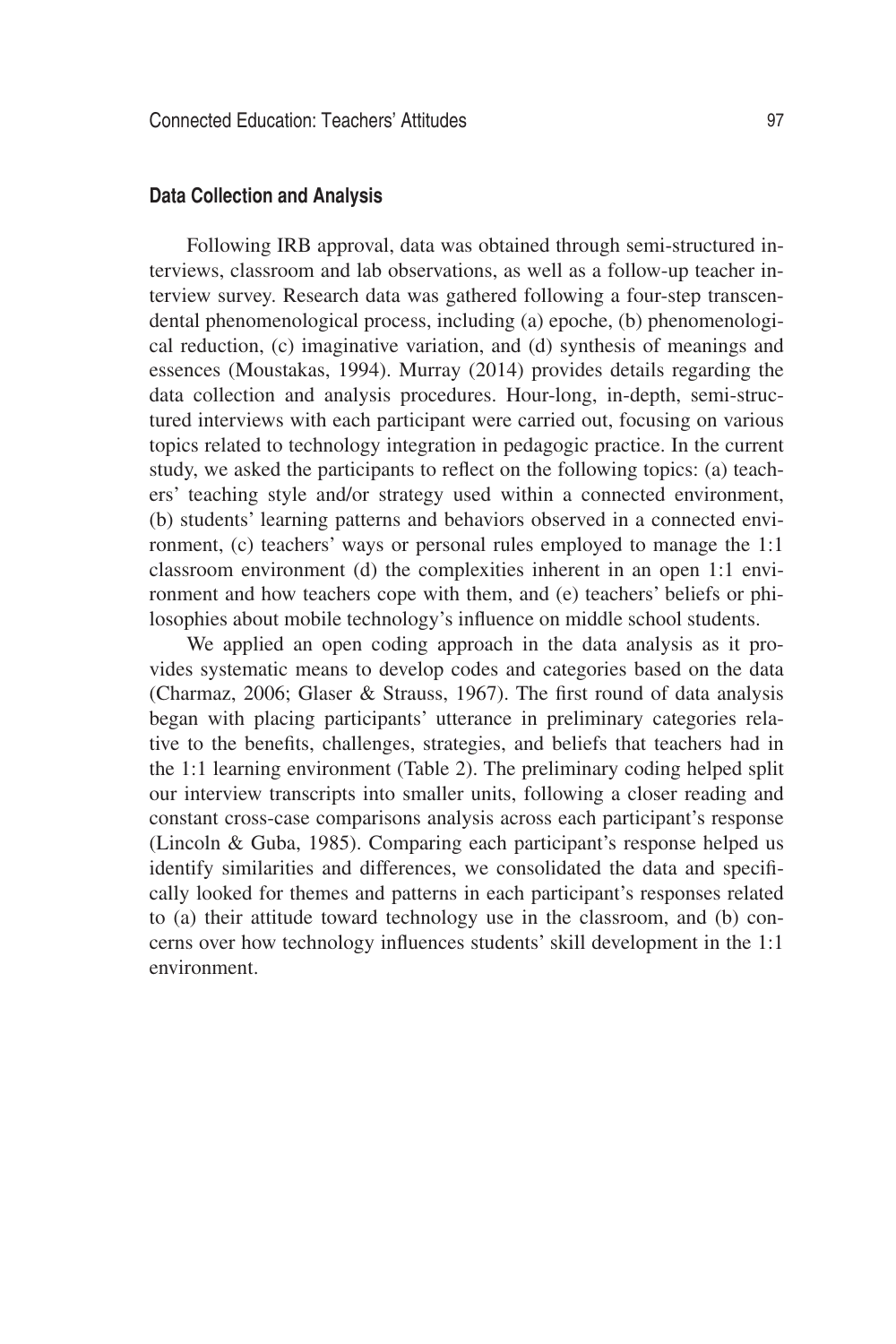### Data Collection and Analysis

Following IRB approval, data was obtained through semi-structured interviews, classroom and lab observations, as well as a follow-up teacher interview survey. Research data was gathered following a four-step transcendental phenomenological process, including (a) epoche, (b) phenomenological reduction, (c) imaginative variation, and (d) synthesis of meanings and essences (Moustakas, 1994). Murray (2014) provides details regarding the data collection and analysis procedures. Hour-long, in-depth, semi-structured interviews with each participant were carried out, focusing on various topics related to technology integration in pedagogic practice. In the current study, we asked the participants to reflect on the following topics: (a) teachers' teaching style and/or strategy used within a connected environment, (b) students' learning patterns and behaviors observed in a connected environment, (c) teachers' ways or personal rules employed to manage the 1:1 classroom environment (d) the complexities inherent in an open 1:1 environment and how teachers cope with them, and (e) teachers' beliefs or philosophies about mobile technology's influence on middle school students.

We applied an open coding approach in the data analysis as it provides systematic means to develop codes and categories based on the data (Charmaz, 2006; Glaser & Strauss, 1967). The first round of data analysis began with placing participants' utterance in preliminary categories relative to the benefits, challenges, strategies, and beliefs that teachers had in the 1:1 learning environment (Table 2). The preliminary coding helped split our interview transcripts into smaller units, following a closer reading and constant cross-case comparisons analysis across each participant's response (Lincoln & Guba, 1985). Comparing each participant's response helped us identify similarities and differences, we consolidated the data and specifically looked for themes and patterns in each participant's responses related to (a) their attitude toward technology use in the classroom, and (b) concerns over how technology influences students' skill development in the 1:1 environment.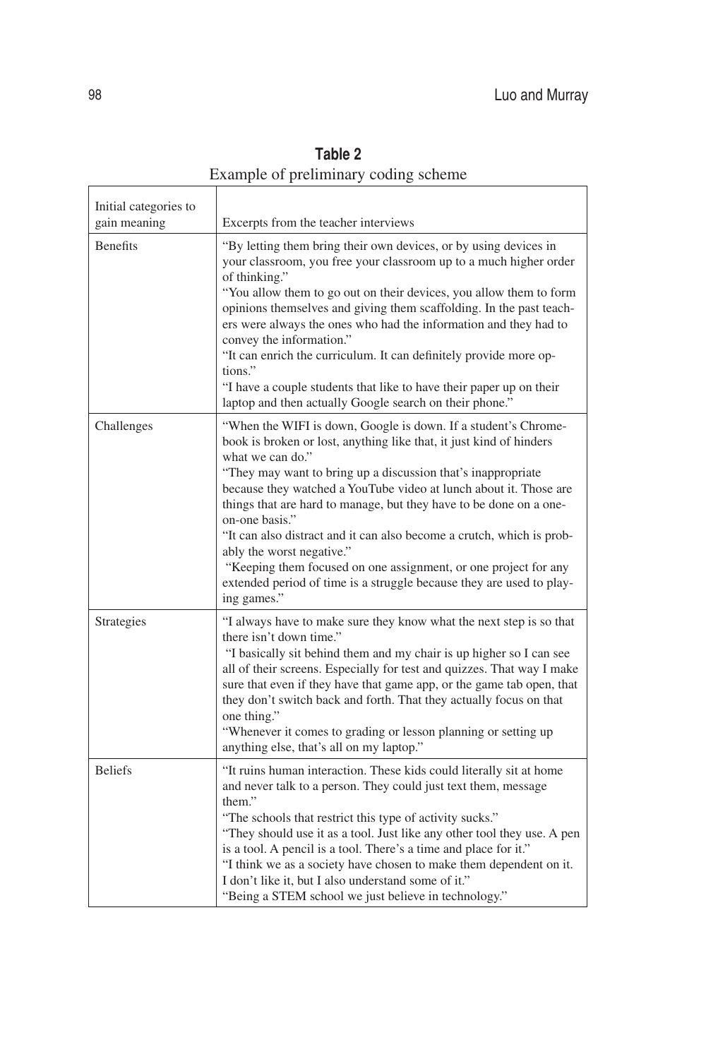**Table 2**

Example of preliminary coding scheme

| Initial categories to gain meaning | Excerpts from the teacher interviews |
|---|---|
| Benefits | "By letting them bring their own devices, or by using devices in your classroom, you free your classroom up to a much higher order of thinking." "You allow them to go out on their devices, you allow them to form opinions themselves and giving them scaffolding. In the past teachers were always the ones who had the information and they had to convey the information." "It can enrich the curriculum. It can definitely provide more options." "I have a couple students that like to have their paper up on their laptop and then actually Google search on their phone." |
| Challenges | "When the WIFI is down, Google is down. If a student's Chromebook is broken or lost, anything like that, it just kind of hinders what we can do." "They may want to bring up a discussion that's inappropriate because they watched a YouTube video at lunch about it. Those are things that are hard to manage, but they have to be done on a one-on-one basis." "It can also distract and it can also become a crutch, which is probably the worst negative." "Keeping them focused on one assignment, or one project for any extended period of time is a struggle because they are used to playing games." |
| Strategies | "I always have to make sure they know what the next step is so that there isn't down time." "I basically sit behind them and my chair is up higher so I can see all of their screens. Especially for test and quizzes. That way I make sure that even if they have that game app, or the game tab open, that they don't switch back and forth. That they actually focus on that one thing." "Whenever it comes to grading or lesson planning or setting up anything else, that's all on my laptop." |
| Beliefs | "It ruins human interaction. These kids could literally sit at home and never talk to a person. They could just text them, message them." "The schools that restrict this type of activity sucks." "They should use it as a tool. Just like any other tool they use. A pen is a tool. A pencil is a tool. There's a time and place for it." "I think we as a society have chosen to make them dependent on it. I don't like it, but I also understand some of it." "Being a STEM school we just believe in technology." |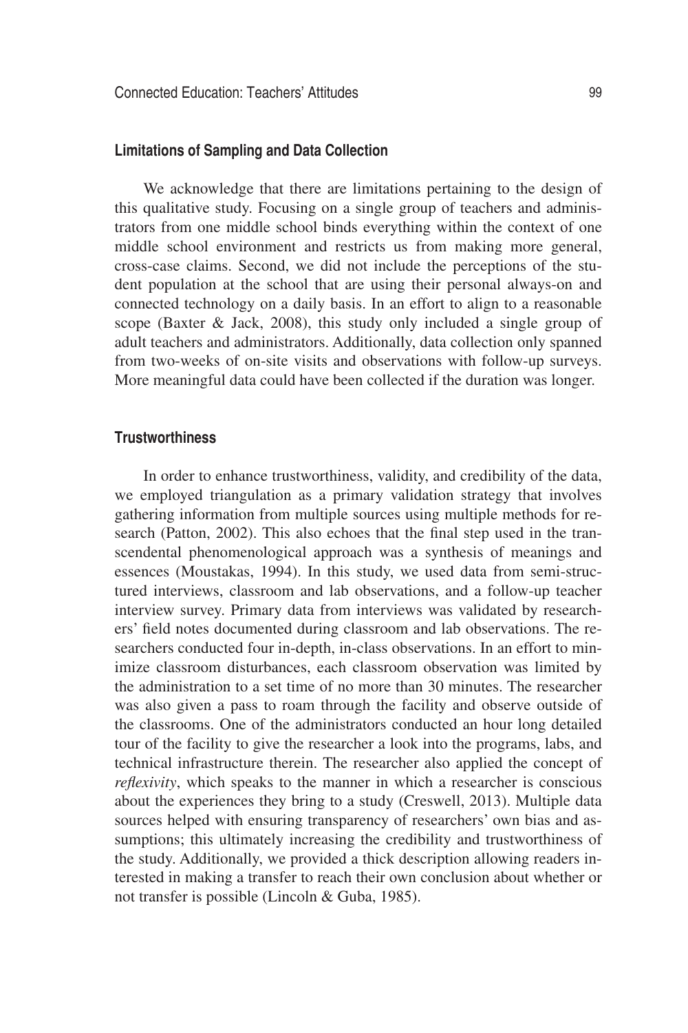### Limitations of Sampling and Data Collection

We acknowledge that there are limitations pertaining to the design of this qualitative study. Focusing on a single group of teachers and administrators from one middle school binds everything within the context of one middle school environment and restricts us from making more general, cross-case claims. Second, we did not include the perceptions of the student population at the school that are using their personal always-on and connected technology on a daily basis. In an effort to align to a reasonable scope (Baxter & Jack, 2008), this study only included a single group of adult teachers and administrators. Additionally, data collection only spanned from two-weeks of on-site visits and observations with follow-up surveys. More meaningful data could have been collected if the duration was longer.

### Trustworthiness

In order to enhance trustworthiness, validity, and credibility of the data, we employed triangulation as a primary validation strategy that involves gathering information from multiple sources using multiple methods for research (Patton, 2002). This also echoes that the final step used in the transcendental phenomenological approach was a synthesis of meanings and essences (Moustakas, 1994). In this study, we used data from semi-structured interviews, classroom and lab observations, and a follow-up teacher interview survey. Primary data from interviews was validated by researchers' field notes documented during classroom and lab observations. The researchers conducted four in-depth, in-class observations. In an effort to minimize classroom disturbances, each classroom observation was limited by the administration to a set time of no more than 30 minutes. The researcher was also given a pass to roam through the facility and observe outside of the classrooms. One of the administrators conducted an hour long detailed tour of the facility to give the researcher a look into the programs, labs, and technical infrastructure therein. The researcher also applied the concept of *reflexivity*, which speaks to the manner in which a researcher is conscious about the experiences they bring to a study (Creswell, 2013). Multiple data sources helped with ensuring transparency of researchers' own bias and assumptions; this ultimately increasing the credibility and trustworthiness of the study. Additionally, we provided a thick description allowing readers interested in making a transfer to reach their own conclusion about whether or not transfer is possible (Lincoln & Guba, 1985).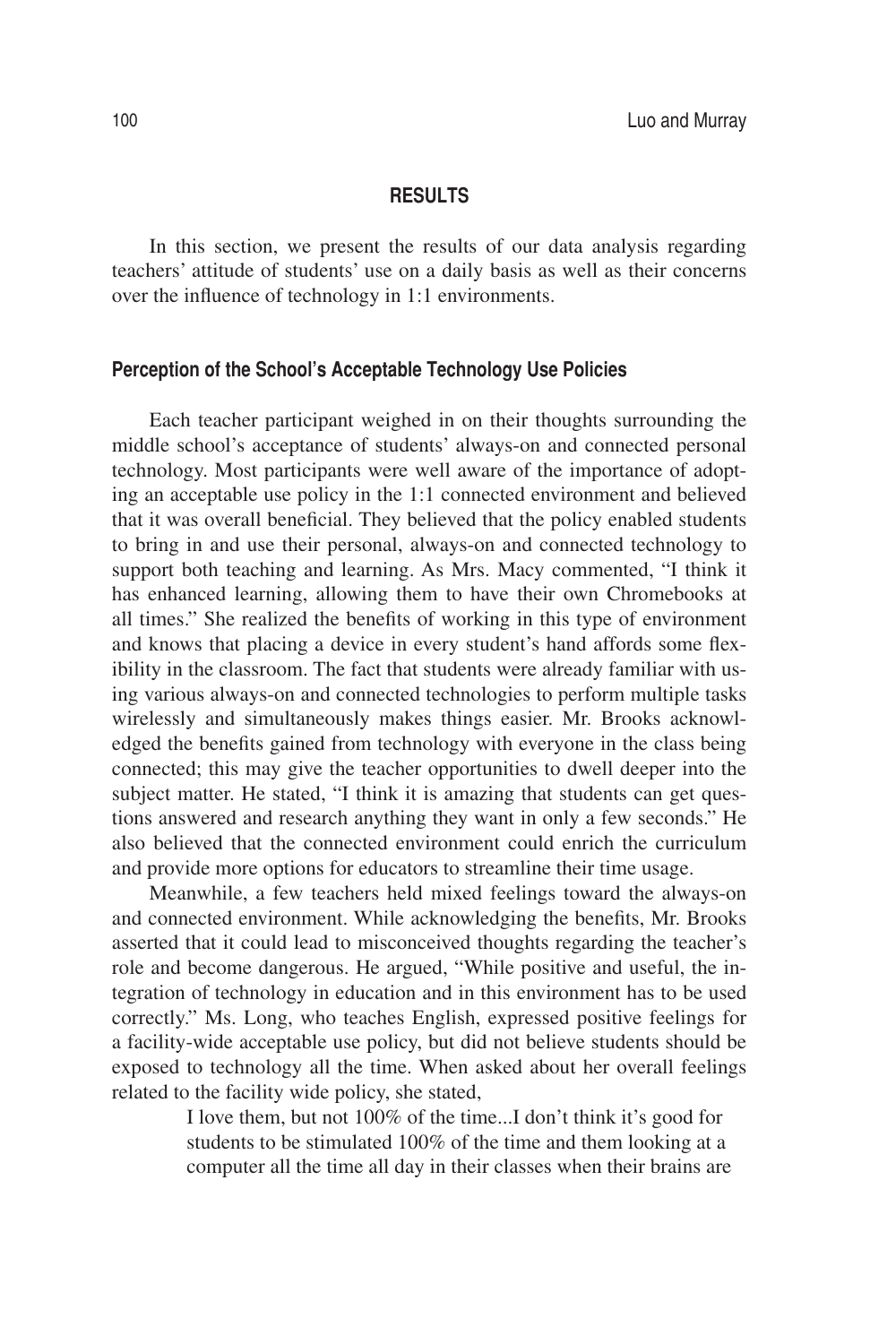## RESULTS

In this section, we present the results of our data analysis regarding teachers' attitude of students' use on a daily basis as well as their concerns over the influence of technology in 1:1 environments.

### Perception of the School's Acceptable Technology Use Policies

Each teacher participant weighed in on their thoughts surrounding the middle school's acceptance of students' always-on and connected personal technology. Most participants were well aware of the importance of adopting an acceptable use policy in the 1:1 connected environment and believed that it was overall beneficial. They believed that the policy enabled students to bring in and use their personal, always-on and connected technology to support both teaching and learning. As Mrs. Macy commented, "I think it has enhanced learning, allowing them to have their own Chromebooks at all times." She realized the benefits of working in this type of environment and knows that placing a device in every student's hand affords some flexibility in the classroom. The fact that students were already familiar with using various always-on and connected technologies to perform multiple tasks wirelessly and simultaneously makes things easier. Mr. Brooks acknowledged the benefits gained from technology with everyone in the class being connected; this may give the teacher opportunities to dwell deeper into the subject matter. He stated, "I think it is amazing that students can get questions answered and research anything they want in only a few seconds." He also believed that the connected environment could enrich the curriculum and provide more options for educators to streamline their time usage.

Meanwhile, a few teachers held mixed feelings toward the always-on and connected environment. While acknowledging the benefits, Mr. Brooks asserted that it could lead to misconceived thoughts regarding the teacher's role and become dangerous. He argued, "While positive and useful, the integration of technology in education and in this environment has to be used correctly." Ms. Long, who teaches English, expressed positive feelings for a facility-wide acceptable use policy, but did not believe students should be exposed to technology all the time. When asked about her overall feelings related to the facility wide policy, she stated,

> I love them, but not 100% of the time...I don't think it's good for students to be stimulated 100% of the time and them looking at a computer all the time all day in their classes when their brains are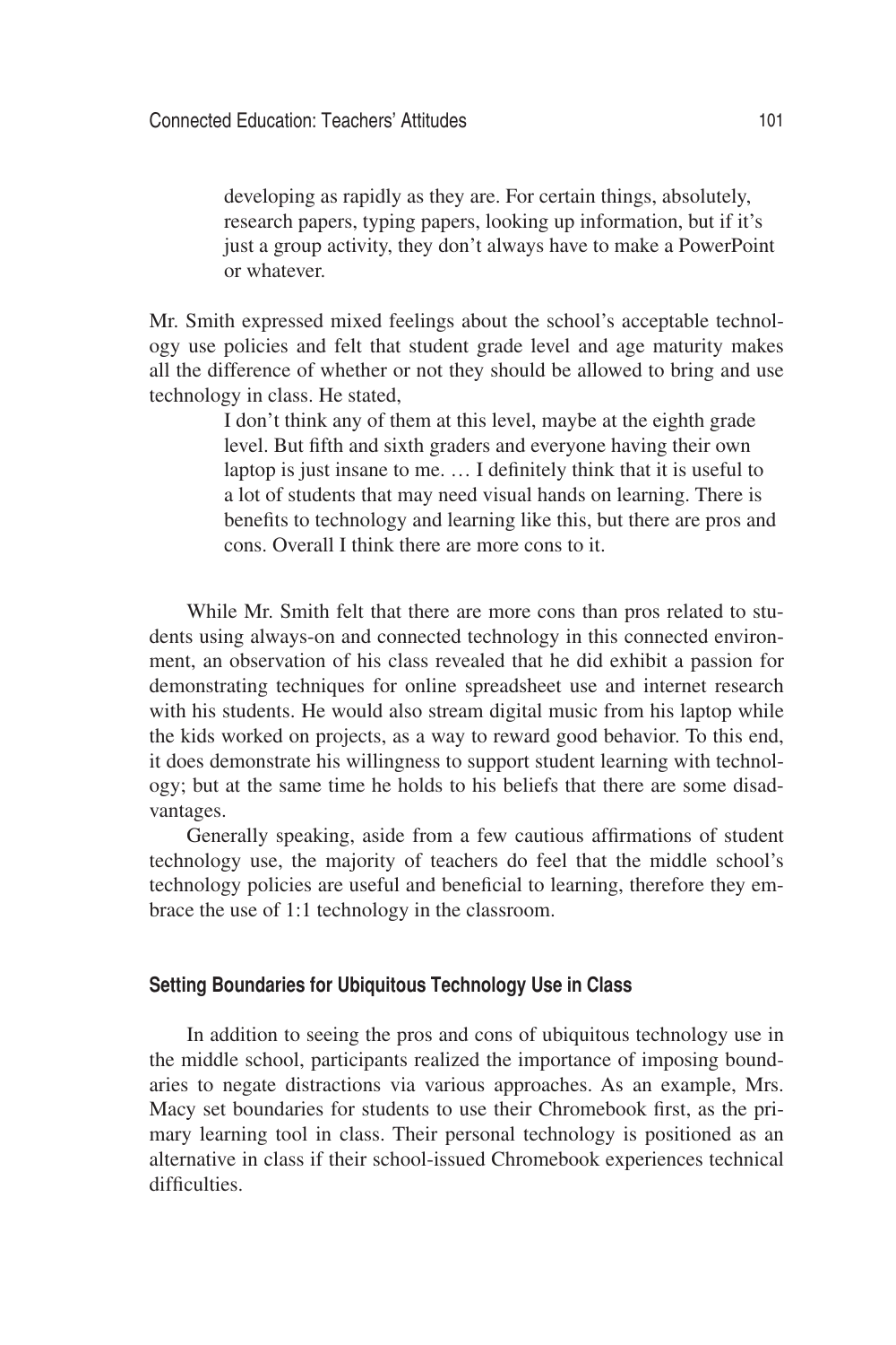> developing as rapidly as they are. For certain things, absolutely, research papers, typing papers, looking up information, but if it's just a group activity, they don't always have to make a PowerPoint or whatever.

Mr. Smith expressed mixed feelings about the school's acceptable technology use policies and felt that student grade level and age maturity makes all the difference of whether or not they should be allowed to bring and use technology in class. He stated,

> I don't think any of them at this level, maybe at the eighth grade level. But fifth and sixth graders and everyone having their own laptop is just insane to me. … I definitely think that it is useful to a lot of students that may need visual hands on learning. There is benefits to technology and learning like this, but there are pros and cons. Overall I think there are more cons to it.

While Mr. Smith felt that there are more cons than pros related to students using always-on and connected technology in this connected environment, an observation of his class revealed that he did exhibit a passion for demonstrating techniques for online spreadsheet use and internet research with his students. He would also stream digital music from his laptop while the kids worked on projects, as a way to reward good behavior. To this end, it does demonstrate his willingness to support student learning with technology; but at the same time he holds to his beliefs that there are some disadvantages.

Generally speaking, aside from a few cautious affirmations of student technology use, the majority of teachers do feel that the middle school's technology policies are useful and beneficial to learning, therefore they embrace the use of 1:1 technology in the classroom.

### Setting Boundaries for Ubiquitous Technology Use in Class

In addition to seeing the pros and cons of ubiquitous technology use in the middle school, participants realized the importance of imposing boundaries to negate distractions via various approaches. As an example, Mrs. Macy set boundaries for students to use their Chromebook first, as the primary learning tool in class. Their personal technology is positioned as an alternative in class if their school-issued Chromebook experiences technical difficulties.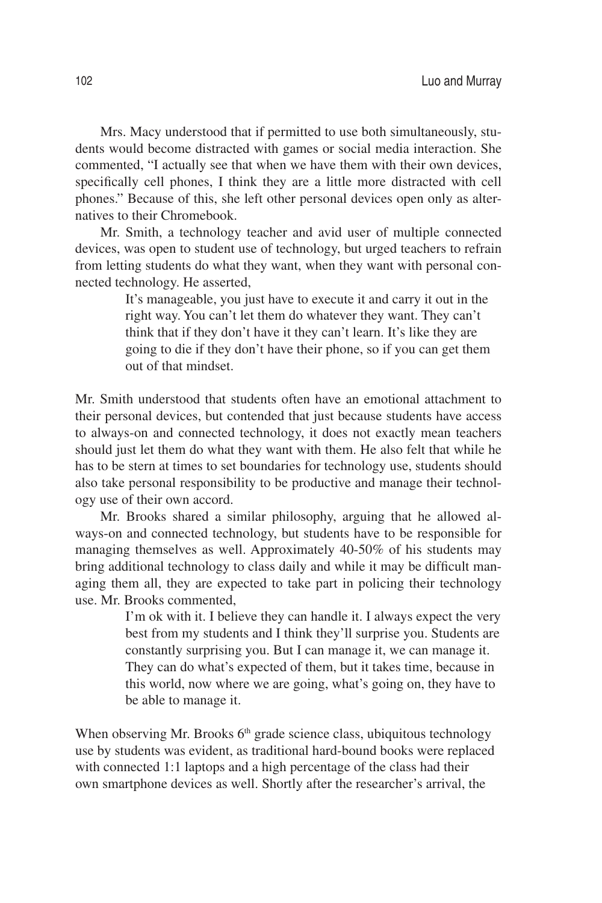Mrs. Macy understood that if permitted to use both simultaneously, students would become distracted with games or social media interaction. She commented, "I actually see that when we have them with their own devices, specifically cell phones, I think they are a little more distracted with cell phones." Because of this, she left other personal devices open only as alternatives to their Chromebook.

Mr. Smith, a technology teacher and avid user of multiple connected devices, was open to student use of technology, but urged teachers to refrain from letting students do what they want, when they want with personal connected technology. He asserted,

> It's manageable, you just have to execute it and carry it out in the right way. You can't let them do whatever they want. They can't think that if they don't have it they can't learn. It's like they are going to die if they don't have their phone, so if you can get them out of that mindset.

Mr. Smith understood that students often have an emotional attachment to their personal devices, but contended that just because students have access to always-on and connected technology, it does not exactly mean teachers should just let them do what they want with them. He also felt that while he has to be stern at times to set boundaries for technology use, students should also take personal responsibility to be productive and manage their technology use of their own accord.

Mr. Brooks shared a similar philosophy, arguing that he allowed always-on and connected technology, but students have to be responsible for managing themselves as well. Approximately 40-50% of his students may bring additional technology to class daily and while it may be difficult managing them all, they are expected to take part in policing their technology use. Mr. Brooks commented,

> I'm ok with it. I believe they can handle it. I always expect the very best from my students and I think they'll surprise you. Students are constantly surprising you. But I can manage it, we can manage it. They can do what's expected of them, but it takes time, because in this world, now where we are going, what's going on, they have to be able to manage it.

When observing Mr. Brooks 6th grade science class, ubiquitous technology use by students was evident, as traditional hard-bound books were replaced with connected 1:1 laptops and a high percentage of the class had their own smartphone devices as well. Shortly after the researcher's arrival, the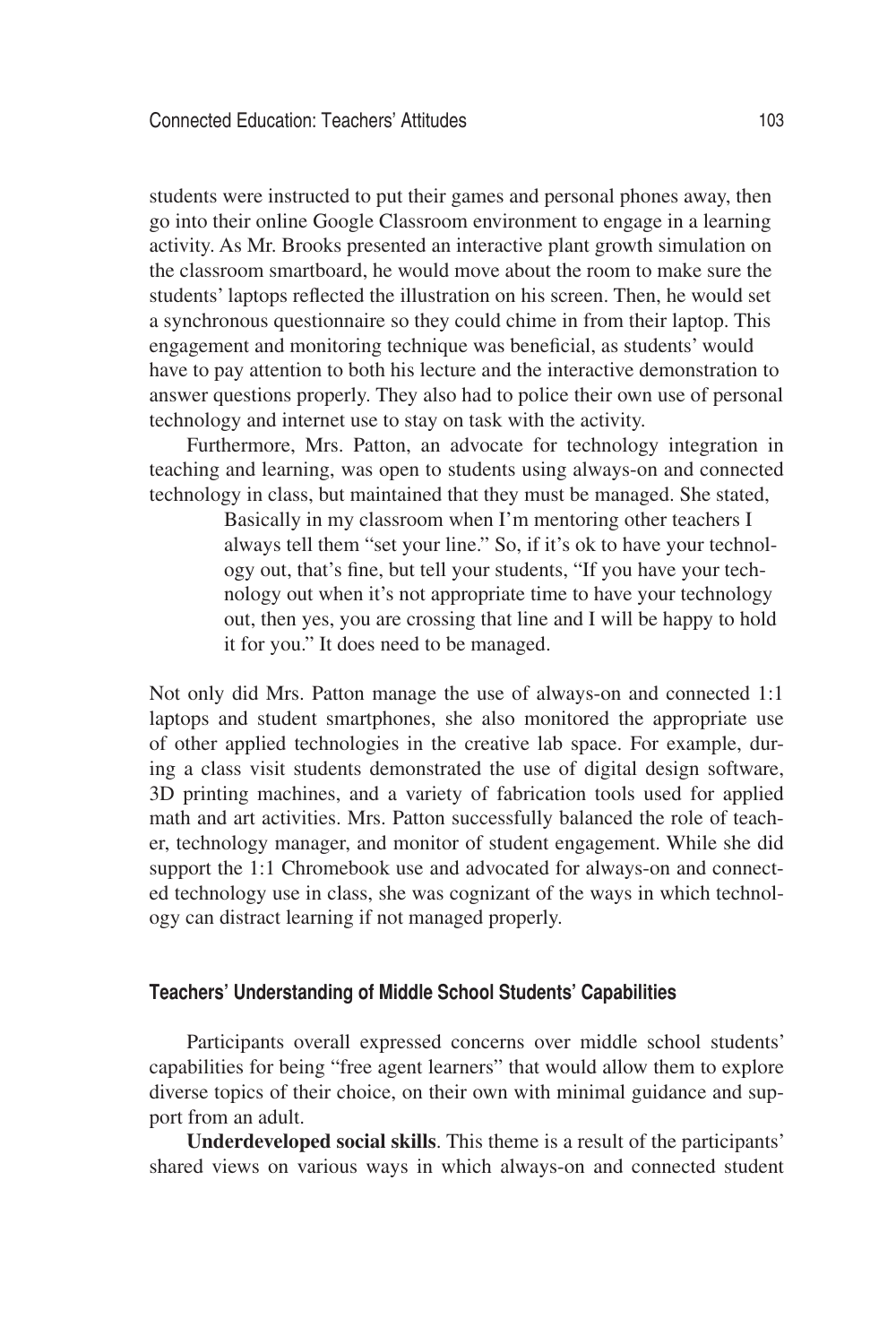students were instructed to put their games and personal phones away, then go into their online Google Classroom environment to engage in a learning activity. As Mr. Brooks presented an interactive plant growth simulation on the classroom smartboard, he would move about the room to make sure the students' laptops reflected the illustration on his screen. Then, he would set a synchronous questionnaire so they could chime in from their laptop. This engagement and monitoring technique was beneficial, as students' would have to pay attention to both his lecture and the interactive demonstration to answer questions properly. They also had to police their own use of personal technology and internet use to stay on task with the activity.

Furthermore, Mrs. Patton, an advocate for technology integration in teaching and learning, was open to students using always-on and connected technology in class, but maintained that they must be managed. She stated,

> Basically in my classroom when I'm mentoring other teachers I always tell them "set your line." So, if it's ok to have your technology out, that's fine, but tell your students, "If you have your technology out when it's not appropriate time to have your technology out, then yes, you are crossing that line and I will be happy to hold it for you." It does need to be managed.

Not only did Mrs. Patton manage the use of always-on and connected 1:1 laptops and student smartphones, she also monitored the appropriate use of other applied technologies in the creative lab space. For example, during a class visit students demonstrated the use of digital design software, 3D printing machines, and a variety of fabrication tools used for applied math and art activities. Mrs. Patton successfully balanced the role of teacher, technology manager, and monitor of student engagement. While she did support the 1:1 Chromebook use and advocated for always-on and connected technology use in class, she was cognizant of the ways in which technology can distract learning if not managed properly.

### Teachers' Understanding of Middle School Students' Capabilities

Participants overall expressed concerns over middle school students' capabilities for being "free agent learners" that would allow them to explore diverse topics of their choice, on their own with minimal guidance and support from an adult.

**Underdeveloped social skills**. This theme is a result of the participants' shared views on various ways in which always-on and connected student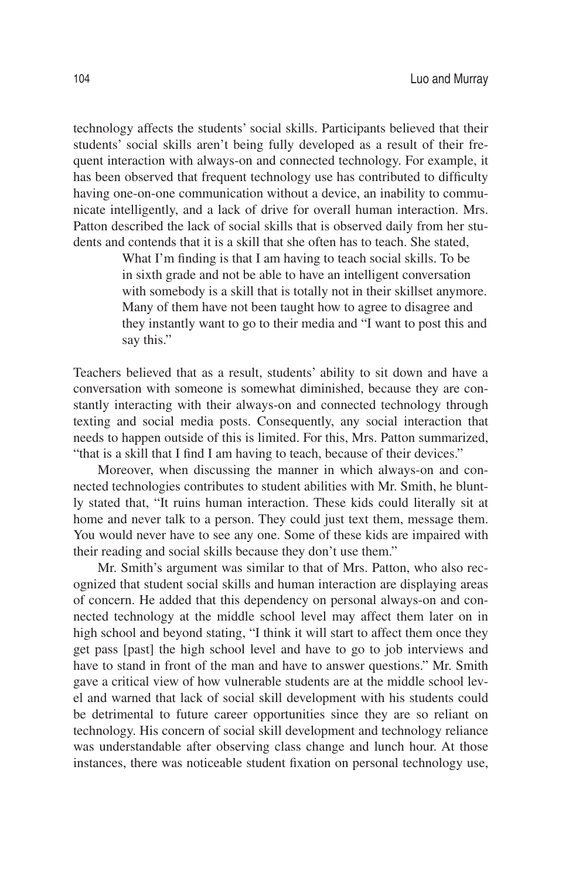technology affects the students' social skills. Participants believed that their students' social skills aren't being fully developed as a result of their frequent interaction with always-on and connected technology. For example, it has been observed that frequent technology use has contributed to difficulty having one-on-one communication without a device, an inability to communicate intelligently, and a lack of drive for overall human interaction. Mrs. Patton described the lack of social skills that is observed daily from her students and contends that it is a skill that she often has to teach. She stated,

> What I'm finding is that I am having to teach social skills. To be in sixth grade and not be able to have an intelligent conversation with somebody is a skill that is totally not in their skillset anymore. Many of them have not been taught how to agree to disagree and they instantly want to go to their media and "I want to post this and say this."

Teachers believed that as a result, students' ability to sit down and have a conversation with someone is somewhat diminished, because they are constantly interacting with their always-on and connected technology through texting and social media posts. Consequently, any social interaction that needs to happen outside of this is limited. For this, Mrs. Patton summarized, "that is a skill that I find I am having to teach, because of their devices."

Moreover, when discussing the manner in which always-on and connected technologies contributes to student abilities with Mr. Smith, he bluntly stated that, "It ruins human interaction. These kids could literally sit at home and never talk to a person. They could just text them, message them. You would never have to see any one. Some of these kids are impaired with their reading and social skills because they don't use them."

Mr. Smith's argument was similar to that of Mrs. Patton, who also recognized that student social skills and human interaction are displaying areas of concern. He added that this dependency on personal always-on and connected technology at the middle school level may affect them later on in high school and beyond stating, "I think it will start to affect them once they get pass [past] the high school level and have to go to job interviews and have to stand in front of the man and have to answer questions." Mr. Smith gave a critical view of how vulnerable students are at the middle school level and warned that lack of social skill development with his students could be detrimental to future career opportunities since they are so reliant on technology. His concern of social skill development and technology reliance was understandable after observing class change and lunch hour. At those instances, there was noticeable student fixation on personal technology use,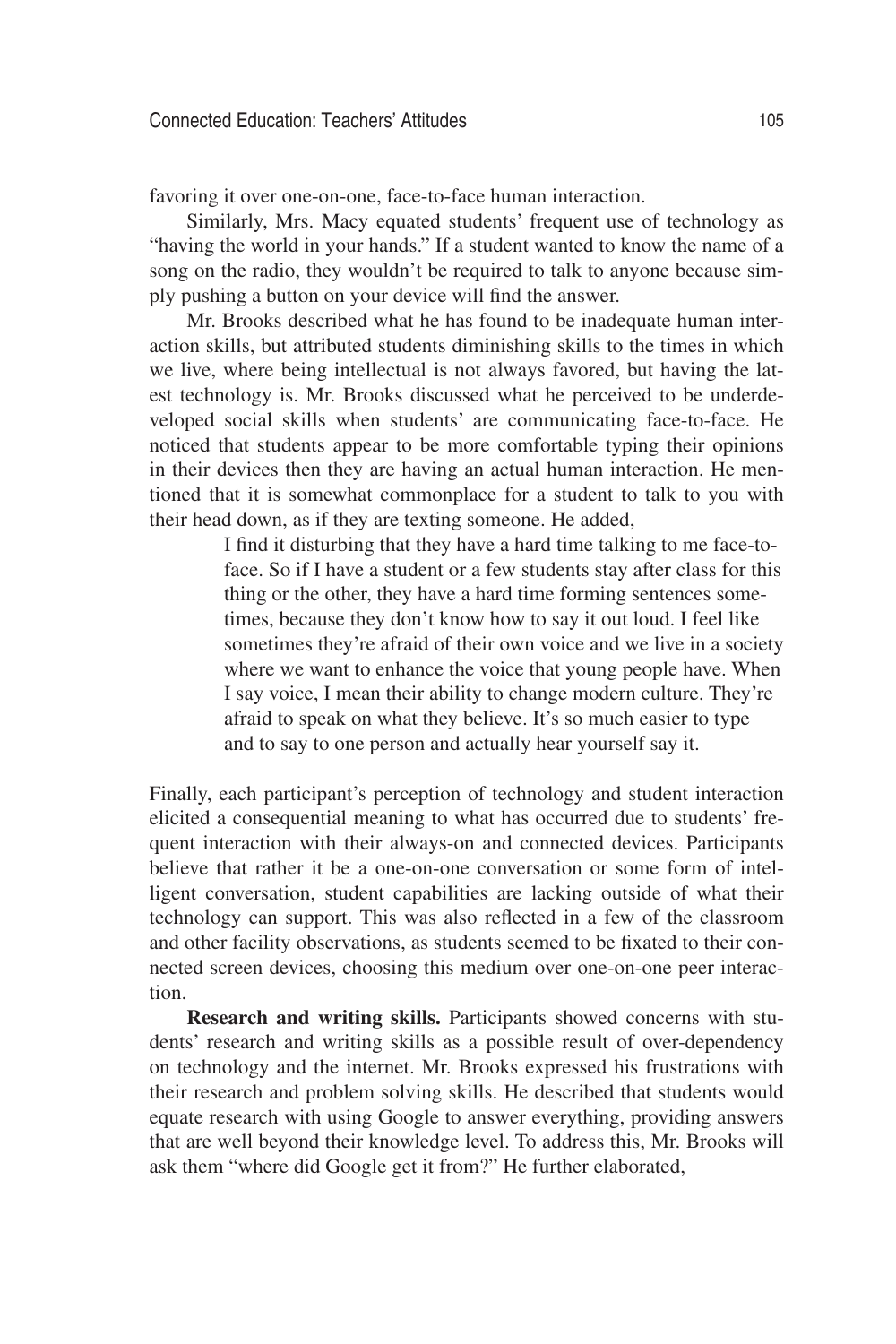favoring it over one-on-one, face-to-face human interaction.

Similarly, Mrs. Macy equated students' frequent use of technology as "having the world in your hands." If a student wanted to know the name of a song on the radio, they wouldn't be required to talk to anyone because simply pushing a button on your device will find the answer.

Mr. Brooks described what he has found to be inadequate human interaction skills, but attributed students diminishing skills to the times in which we live, where being intellectual is not always favored, but having the latest technology is. Mr. Brooks discussed what he perceived to be underdeveloped social skills when students' are communicating face-to-face. He noticed that students appear to be more comfortable typing their opinions in their devices then they are having an actual human interaction. He mentioned that it is somewhat commonplace for a student to talk to you with their head down, as if they are texting someone. He added,

> I find it disturbing that they have a hard time talking to me face-to-face. So if I have a student or a few students stay after class for this thing or the other, they have a hard time forming sentences sometimes, because they don't know how to say it out loud. I feel like sometimes they're afraid of their own voice and we live in a society where we want to enhance the voice that young people have. When I say voice, I mean their ability to change modern culture. They're afraid to speak on what they believe. It's so much easier to type and to say to one person and actually hear yourself say it.

Finally, each participant's perception of technology and student interaction elicited a consequential meaning to what has occurred due to students' frequent interaction with their always-on and connected devices. Participants believe that rather it be a one-on-one conversation or some form of intelligent conversation, student capabilities are lacking outside of what their technology can support. This was also reflected in a few of the classroom and other facility observations, as students seemed to be fixated to their connected screen devices, choosing this medium over one-on-one peer interaction.

**Research and writing skills.** Participants showed concerns with students' research and writing skills as a possible result of over-dependency on technology and the internet. Mr. Brooks expressed his frustrations with their research and problem solving skills. He described that students would equate research with using Google to answer everything, providing answers that are well beyond their knowledge level. To address this, Mr. Brooks will ask them "where did Google get it from?" He further elaborated,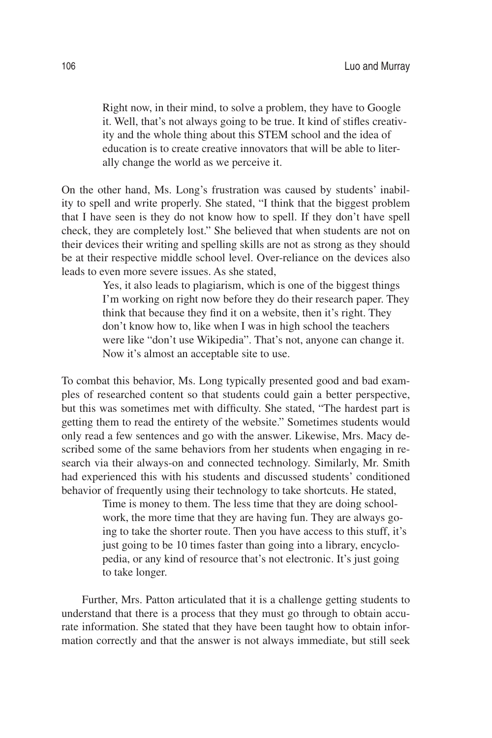> Right now, in their mind, to solve a problem, they have to Google it. Well, that's not always going to be true. It kind of stifles creativity and the whole thing about this STEM school and the idea of education is to create creative innovators that will be able to literally change the world as we perceive it.

On the other hand, Ms. Long's frustration was caused by students' inability to spell and write properly. She stated, "I think that the biggest problem that I have seen is they do not know how to spell. If they don't have spell check, they are completely lost." She believed that when students are not on their devices their writing and spelling skills are not as strong as they should be at their respective middle school level. Over-reliance on the devices also leads to even more severe issues. As she stated,

> Yes, it also leads to plagiarism, which is one of the biggest things I'm working on right now before they do their research paper. They think that because they find it on a website, then it's right. They don't know how to, like when I was in high school the teachers were like "don't use Wikipedia". That's not, anyone can change it. Now it's almost an acceptable site to use.

To combat this behavior, Ms. Long typically presented good and bad examples of researched content so that students could gain a better perspective, but this was sometimes met with difficulty. She stated, "The hardest part is getting them to read the entirety of the website." Sometimes students would only read a few sentences and go with the answer. Likewise, Mrs. Macy described some of the same behaviors from her students when engaging in research via their always-on and connected technology. Similarly, Mr. Smith had experienced this with his students and discussed students' conditioned behavior of frequently using their technology to take shortcuts. He stated,

> Time is money to them. The less time that they are doing schoolwork, the more time that they are having fun. They are always going to take the shorter route. Then you have access to this stuff, it's just going to be 10 times faster than going into a library, encyclopedia, or any kind of resource that's not electronic. It's just going to take longer.

Further, Mrs. Patton articulated that it is a challenge getting students to understand that there is a process that they must go through to obtain accurate information. She stated that they have been taught how to obtain information correctly and that the answer is not always immediate, but still seek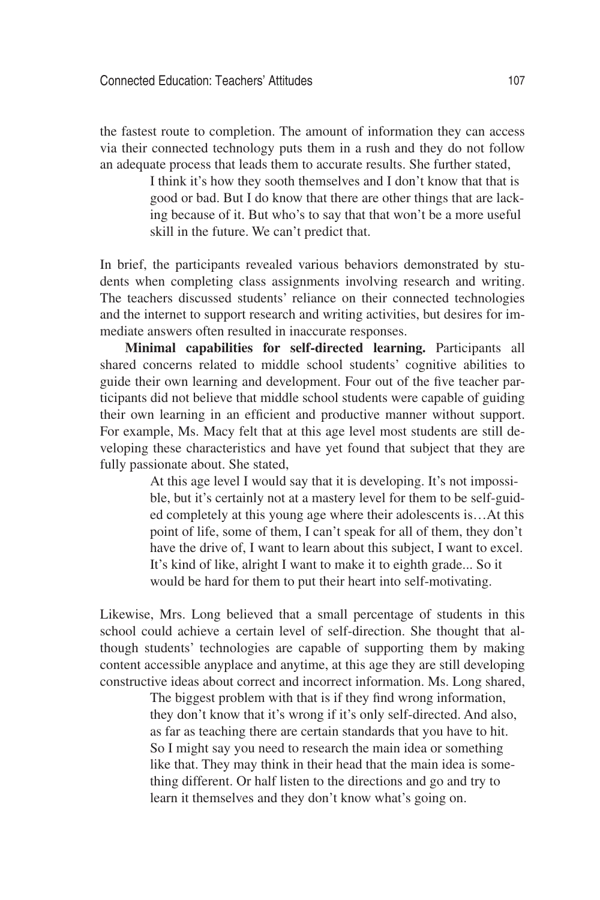the fastest route to completion. The amount of information they can access via their connected technology puts them in a rush and they do not follow an adequate process that leads them to accurate results. She further stated,

> I think it's how they sooth themselves and I don't know that that is good or bad. But I do know that there are other things that are lacking because of it. But who's to say that that won't be a more useful skill in the future. We can't predict that.

In brief, the participants revealed various behaviors demonstrated by students when completing class assignments involving research and writing. The teachers discussed students' reliance on their connected technologies and the internet to support research and writing activities, but desires for immediate answers often resulted in inaccurate responses.

**Minimal capabilities for self-directed learning.** Participants all shared concerns related to middle school students' cognitive abilities to guide their own learning and development. Four out of the five teacher participants did not believe that middle school students were capable of guiding their own learning in an efficient and productive manner without support. For example, Ms. Macy felt that at this age level most students are still developing these characteristics and have yet found that subject that they are fully passionate about. She stated,

> At this age level I would say that it is developing. It's not impossible, but it's certainly not at a mastery level for them to be self-guided completely at this young age where their adolescents is…At this point of life, some of them, I can't speak for all of them, they don't have the drive of, I want to learn about this subject, I want to excel. It's kind of like, alright I want to make it to eighth grade... So it would be hard for them to put their heart into self-motivating.

Likewise, Mrs. Long believed that a small percentage of students in this school could achieve a certain level of self-direction. She thought that although students' technologies are capable of supporting them by making content accessible anyplace and anytime, at this age they are still developing constructive ideas about correct and incorrect information. Ms. Long shared,

> The biggest problem with that is if they find wrong information, they don't know that it's wrong if it's only self-directed. And also, as far as teaching there are certain standards that you have to hit. So I might say you need to research the main idea or something like that. They may think in their head that the main idea is something different. Or half listen to the directions and go and try to learn it themselves and they don't know what's going on.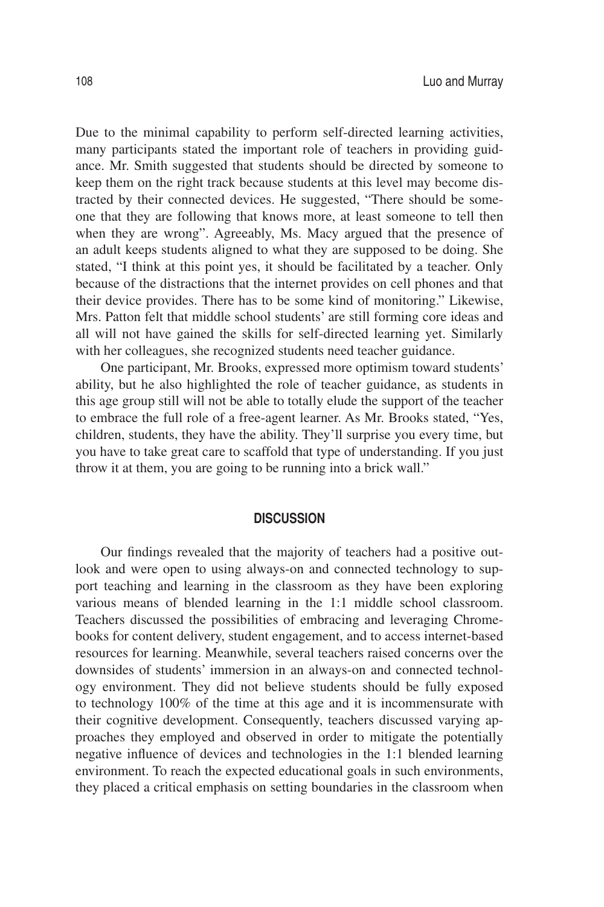Due to the minimal capability to perform self-directed learning activities, many participants stated the important role of teachers in providing guidance. Mr. Smith suggested that students should be directed by someone to keep them on the right track because students at this level may become distracted by their connected devices. He suggested, "There should be someone that they are following that knows more, at least someone to tell then when they are wrong". Agreeably, Ms. Macy argued that the presence of an adult keeps students aligned to what they are supposed to be doing. She stated, "I think at this point yes, it should be facilitated by a teacher. Only because of the distractions that the internet provides on cell phones and that their device provides. There has to be some kind of monitoring." Likewise, Mrs. Patton felt that middle school students' are still forming core ideas and all will not have gained the skills for self-directed learning yet. Similarly with her colleagues, she recognized students need teacher guidance.

One participant, Mr. Brooks, expressed more optimism toward students' ability, but he also highlighted the role of teacher guidance, as students in this age group still will not be able to totally elude the support of the teacher to embrace the full role of a free-agent learner. As Mr. Brooks stated, "Yes, children, students, they have the ability. They'll surprise you every time, but you have to take great care to scaffold that type of understanding. If you just throw it at them, you are going to be running into a brick wall."

## DISCUSSION

Our findings revealed that the majority of teachers had a positive outlook and were open to using always-on and connected technology to support teaching and learning in the classroom as they have been exploring various means of blended learning in the 1:1 middle school classroom. Teachers discussed the possibilities of embracing and leveraging Chromebooks for content delivery, student engagement, and to access internet-based resources for learning. Meanwhile, several teachers raised concerns over the downsides of students' immersion in an always-on and connected technology environment. They did not believe students should be fully exposed to technology 100% of the time at this age and it is incommensurate with their cognitive development. Consequently, teachers discussed varying approaches they employed and observed in order to mitigate the potentially negative influence of devices and technologies in the 1:1 blended learning environment. To reach the expected educational goals in such environments, they placed a critical emphasis on setting boundaries in the classroom when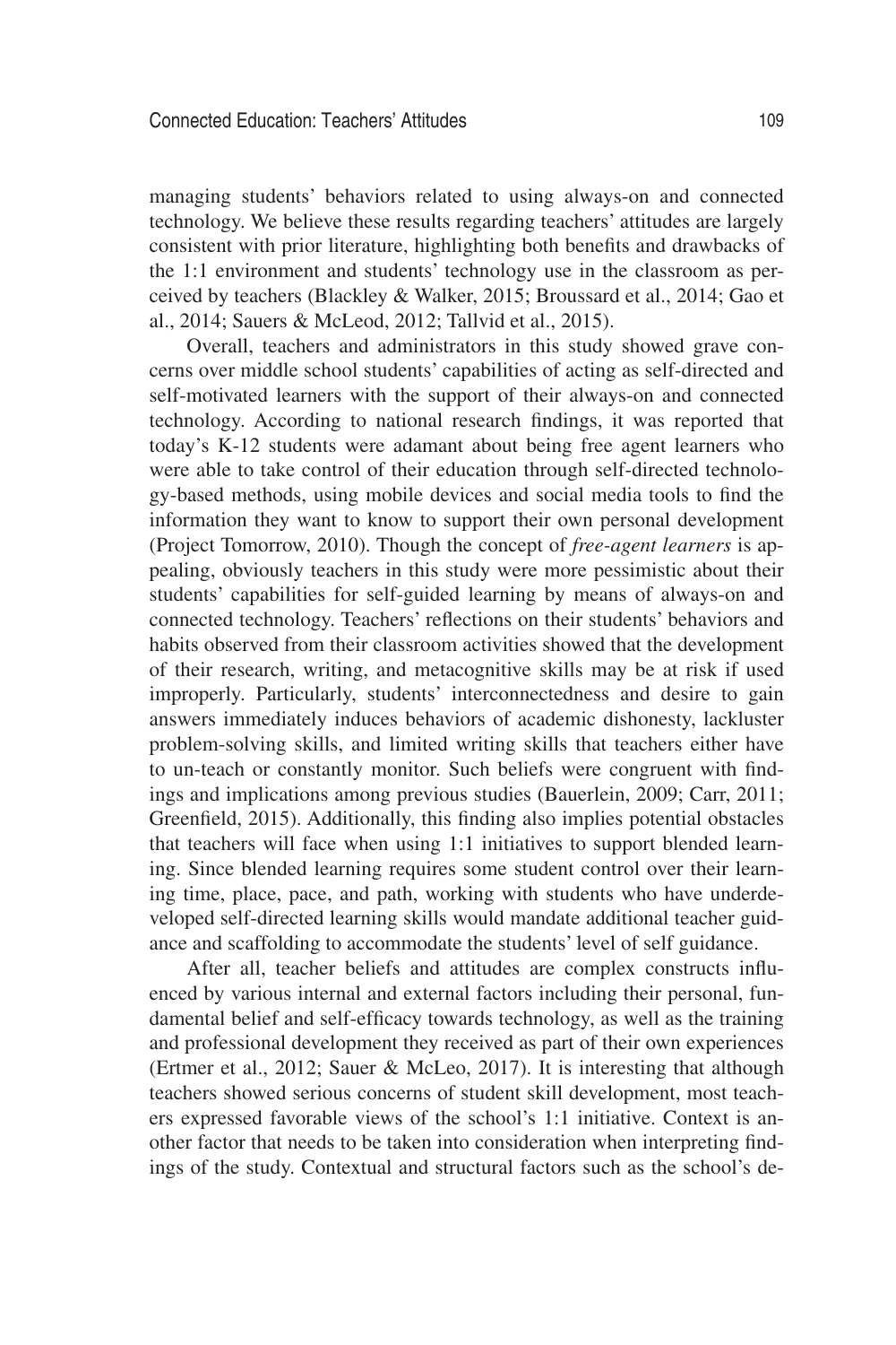managing students' behaviors related to using always-on and connected technology. We believe these results regarding teachers' attitudes are largely consistent with prior literature, highlighting both benefits and drawbacks of the 1:1 environment and students' technology use in the classroom as perceived by teachers (Blackley & Walker, 2015; Broussard et al., 2014; Gao et al., 2014; Sauers & McLeod, 2012; Tallvid et al., 2015).

Overall, teachers and administrators in this study showed grave concerns over middle school students' capabilities of acting as self-directed and self-motivated learners with the support of their always-on and connected technology. According to national research findings, it was reported that today's K-12 students were adamant about being free agent learners who were able to take control of their education through self-directed technology-based methods, using mobile devices and social media tools to find the information they want to know to support their own personal development (Project Tomorrow, 2010). Though the concept of *free-agent learners* is appealing, obviously teachers in this study were more pessimistic about their students' capabilities for self-guided learning by means of always-on and connected technology. Teachers' reflections on their students' behaviors and habits observed from their classroom activities showed that the development of their research, writing, and metacognitive skills may be at risk if used improperly. Particularly, students' interconnectedness and desire to gain answers immediately induces behaviors of academic dishonesty, lackluster problem-solving skills, and limited writing skills that teachers either have to un-teach or constantly monitor. Such beliefs were congruent with findings and implications among previous studies (Bauerlein, 2009; Carr, 2011; Greenfield, 2015). Additionally, this finding also implies potential obstacles that teachers will face when using 1:1 initiatives to support blended learning. Since blended learning requires some student control over their learning time, place, pace, and path, working with students who have underdeveloped self-directed learning skills would mandate additional teacher guidance and scaffolding to accommodate the students' level of self guidance.

After all, teacher beliefs and attitudes are complex constructs influenced by various internal and external factors including their personal, fundamental belief and self-efficacy towards technology, as well as the training and professional development they received as part of their own experiences (Ertmer et al., 2012; Sauer & McLeo, 2017). It is interesting that although teachers showed serious concerns of student skill development, most teachers expressed favorable views of the school's 1:1 initiative. Context is another factor that needs to be taken into consideration when interpreting findings of the study. Contextual and structural factors such as the school's de-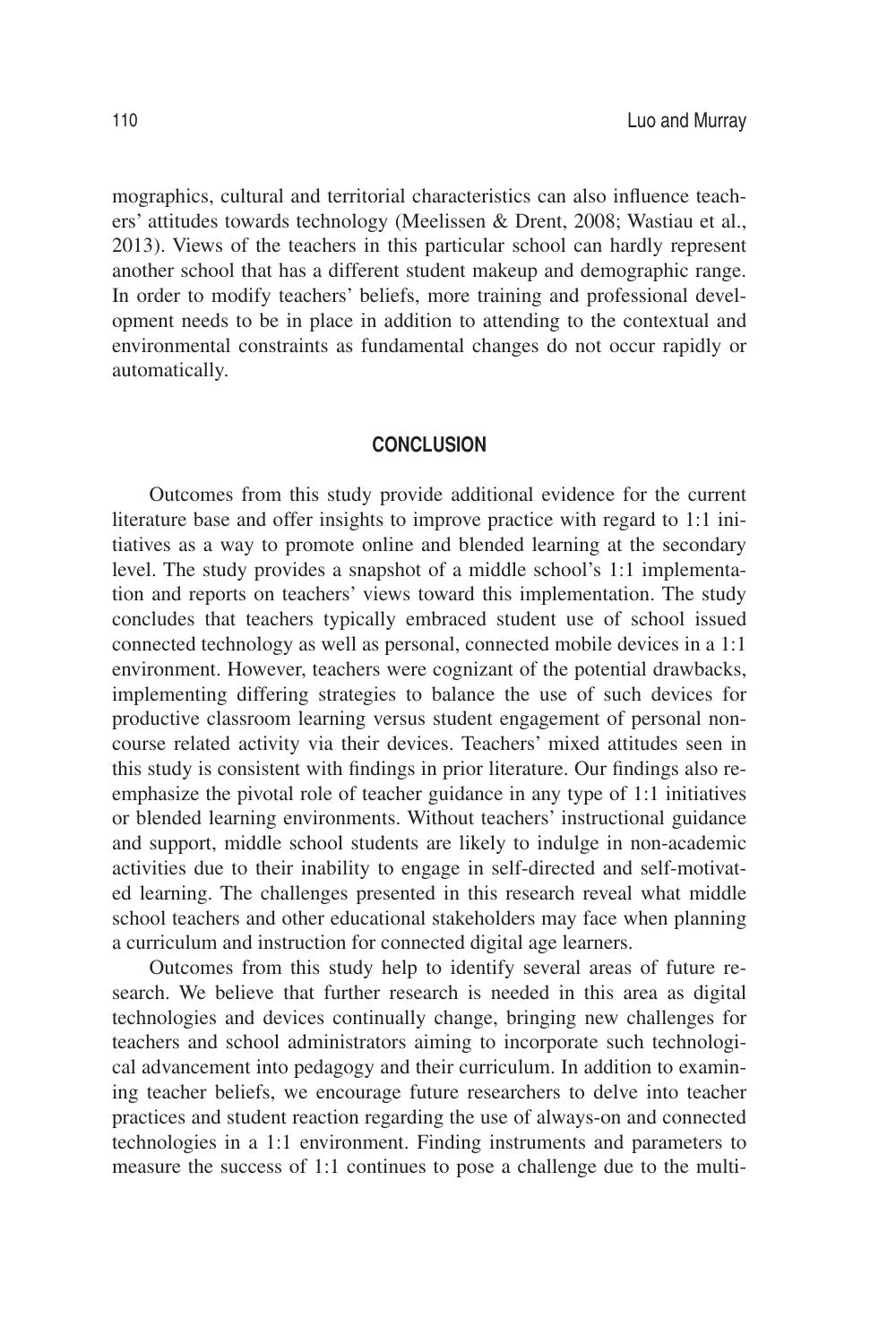mographics, cultural and territorial characteristics can also influence teachers' attitudes towards technology (Meelissen & Drent, 2008; Wastiau et al., 2013). Views of the teachers in this particular school can hardly represent another school that has a different student makeup and demographic range. In order to modify teachers' beliefs, more training and professional development needs to be in place in addition to attending to the contextual and environmental constraints as fundamental changes do not occur rapidly or automatically.

## CONCLUSION

Outcomes from this study provide additional evidence for the current literature base and offer insights to improve practice with regard to 1:1 initiatives as a way to promote online and blended learning at the secondary level. The study provides a snapshot of a middle school's 1:1 implementation and reports on teachers' views toward this implementation. The study concludes that teachers typically embraced student use of school issued connected technology as well as personal, connected mobile devices in a 1:1 environment. However, teachers were cognizant of the potential drawbacks, implementing differing strategies to balance the use of such devices for productive classroom learning versus student engagement of personal non-course related activity via their devices. Teachers' mixed attitudes seen in this study is consistent with findings in prior literature. Our findings also re-emphasize the pivotal role of teacher guidance in any type of 1:1 initiatives or blended learning environments. Without teachers' instructional guidance and support, middle school students are likely to indulge in non-academic activities due to their inability to engage in self-directed and self-motivated learning. The challenges presented in this research reveal what middle school teachers and other educational stakeholders may face when planning a curriculum and instruction for connected digital age learners.

Outcomes from this study help to identify several areas of future research. We believe that further research is needed in this area as digital technologies and devices continually change, bringing new challenges for teachers and school administrators aiming to incorporate such technological advancement into pedagogy and their curriculum. In addition to examining teacher beliefs, we encourage future researchers to delve into teacher practices and student reaction regarding the use of always-on and connected technologies in a 1:1 environment. Finding instruments and parameters to measure the success of 1:1 continues to pose a challenge due to the multi-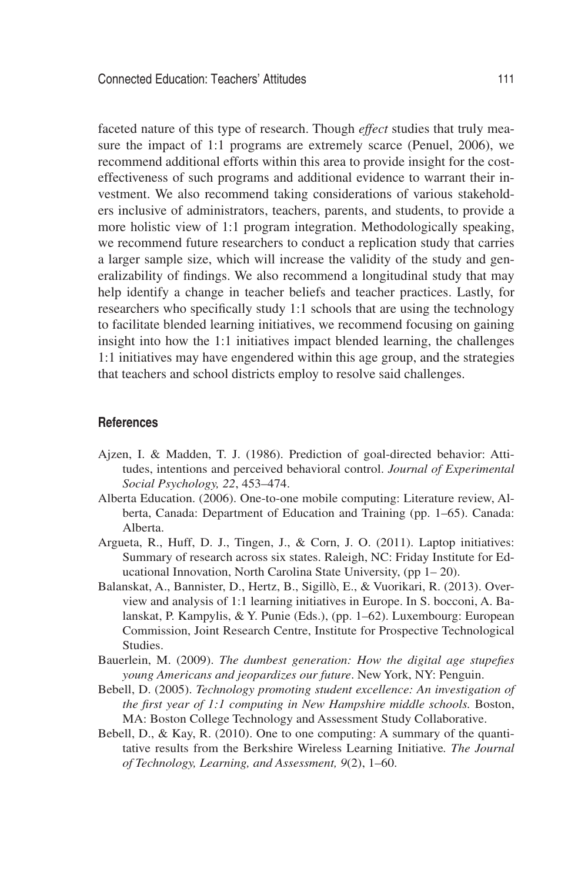faceted nature of this type of research. Though *effect* studies that truly measure the impact of 1:1 programs are extremely scarce (Penuel, 2006), we recommend additional efforts within this area to provide insight for the cost-effectiveness of such programs and additional evidence to warrant their investment. We also recommend taking considerations of various stakeholders inclusive of administrators, teachers, parents, and students, to provide a more holistic view of 1:1 program integration. Methodologically speaking, we recommend future researchers to conduct a replication study that carries a larger sample size, which will increase the validity of the study and generalizability of findings. We also recommend a longitudinal study that may help identify a change in teacher beliefs and teacher practices. Lastly, for researchers who specifically study 1:1 schools that are using the technology to facilitate blended learning initiatives, we recommend focusing on gaining insight into how the 1:1 initiatives impact blended learning, the challenges 1:1 initiatives may have engendered within this age group, and the strategies that teachers and school districts employ to resolve said challenges.

## References

Ajzen, I. & Madden, T. J. (1986). Prediction of goal-directed behavior: Attitudes, intentions and perceived behavioral control. *Journal of Experimental Social Psychology, 22*, 453–474.

Alberta Education. (2006). One-to-one mobile computing: Literature review, Alberta, Canada: Department of Education and Training (pp. 1–65). Canada: Alberta.

Argueta, R., Huff, D. J., Tingen, J., & Corn, J. O. (2011). Laptop initiatives: Summary of research across six states. Raleigh, NC: Friday Institute for Educational Innovation, North Carolina State University, (pp 1– 20).

Balanskat, A., Bannister, D., Hertz, B., Sigillò, E., & Vuorikari, R. (2013). Overview and analysis of 1:1 learning initiatives in Europe. In S. bocconi, A. Balanskat, P. Kampylis, & Y. Punie (Eds.), (pp. 1–62). Luxembourg: European Commission, Joint Research Centre, Institute for Prospective Technological Studies.

Bauerlein, M. (2009). *The dumbest generation: How the digital age stupefies young Americans and jeopardizes our future*. New York, NY: Penguin.

Bebell, D. (2005). *Technology promoting student excellence: An investigation of the first year of 1:1 computing in New Hampshire middle schools.* Boston, MA: Boston College Technology and Assessment Study Collaborative.

Bebell, D., & Kay, R. (2010). One to one computing: A summary of the quantitative results from the Berkshire Wireless Learning Initiative. *The Journal of Technology, Learning, and Assessment, 9*(2), 1–60.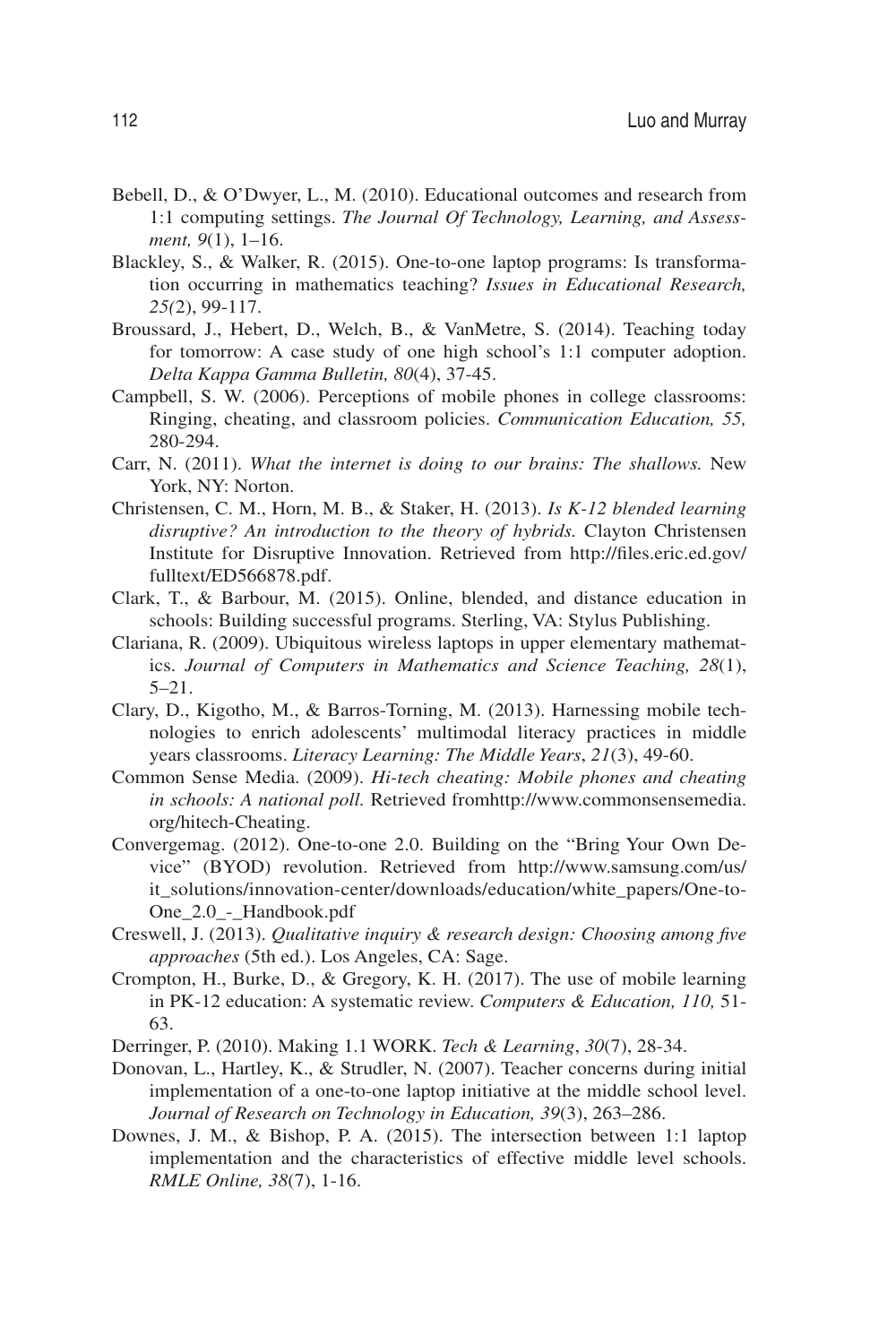Bebell, D., & O'Dwyer, L., M. (2010). Educational outcomes and research from 1:1 computing settings. *The Journal Of Technology, Learning, and Assessment, 9*(1), 1–16.

Blackley, S., & Walker, R. (2015). One-to-one laptop programs: Is transformation occurring in mathematics teaching? *Issues in Educational Research, 25(*2), 99-117.

Broussard, J., Hebert, D., Welch, B., & VanMetre, S. (2014). Teaching today for tomorrow: A case study of one high school's 1:1 computer adoption. *Delta Kappa Gamma Bulletin, 80*(4), 37-45.

Campbell, S. W. (2006). Perceptions of mobile phones in college classrooms: Ringing, cheating, and classroom policies. *Communication Education, 55,* 280-294.

Carr, N. (2011). *What the internet is doing to our brains: The shallows.* New York, NY: Norton.

Christensen, C. M., Horn, M. B., & Staker, H. (2013). *Is K-12 blended learning disruptive? An introduction to the theory of hybrids.* Clayton Christensen Institute for Disruptive Innovation. Retrieved from http://files.eric.ed.gov/fulltext/ED566878.pdf.

Clark, T., & Barbour, M. (2015). Online, blended, and distance education in schools: Building successful programs. Sterling, VA: Stylus Publishing.

Clariana, R. (2009). Ubiquitous wireless laptops in upper elementary mathematics. *Journal of Computers in Mathematics and Science Teaching, 28*(1), 5–21.

Clary, D., Kigotho, M., & Barros-Torning, M. (2013). Harnessing mobile technologies to enrich adolescents' multimodal literacy practices in middle years classrooms. *Literacy Learning: The Middle Years*, *21*(3), 49-60.

Common Sense Media. (2009). *Hi-tech cheating: Mobile phones and cheating in schools: A national poll.* Retrieved fromhttp://www.commonsensemedia.org/hitech-Cheating.

Convergemag. (2012). One-to-one 2.0. Building on the "Bring Your Own Device" (BYOD) revolution. Retrieved from http://www.samsung.com/us/it_solutions/innovation-center/downloads/education/white_papers/One-to-One_2.0_-_Handbook.pdf

Creswell, J. (2013). *Qualitative inquiry & research design: Choosing among five approaches* (5th ed.). Los Angeles, CA: Sage.

Crompton, H., Burke, D., & Gregory, K. H. (2017). The use of mobile learning in PK-12 education: A systematic review. *Computers & Education, 110,* 51-63.

Derringer, P. (2010). Making 1.1 WORK. *Tech & Learning*, *30*(7), 28-34.

Donovan, L., Hartley, K., & Strudler, N. (2007). Teacher concerns during initial implementation of a one-to-one laptop initiative at the middle school level. *Journal of Research on Technology in Education, 39*(3), 263–286.

Downes, J. M., & Bishop, P. A. (2015). The intersection between 1:1 laptop implementation and the characteristics of effective middle level schools. *RMLE Online, 38*(7), 1-16.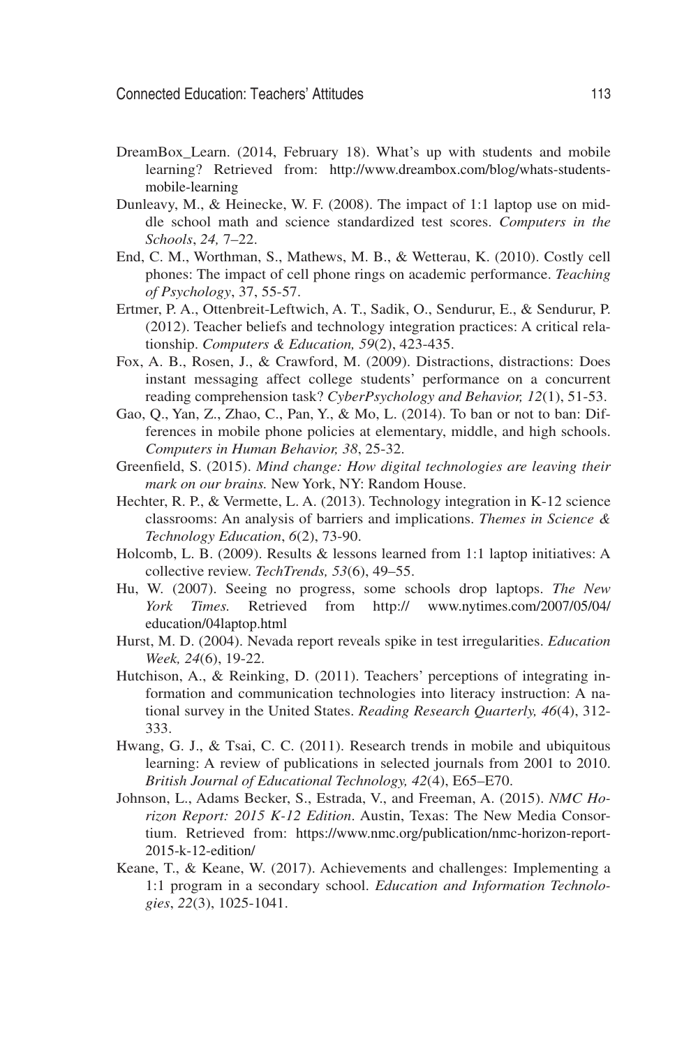DreamBox_Learn. (2014, February 18). What's up with students and mobile learning? Retrieved from: http://www.dreambox.com/blog/whats-students-mobile-learning

Dunleavy, M., & Heinecke, W. F. (2008). The impact of 1:1 laptop use on middle school math and science standardized test scores. *Computers in the Schools*, *24,* 7–22.

End, C. M., Worthman, S., Mathews, M. B., & Wetterau, K. (2010). Costly cell phones: The impact of cell phone rings on academic performance. *Teaching of Psychology*, 37, 55-57.

Ertmer, P. A., Ottenbreit-Leftwich, A. T., Sadik, O., Sendurur, E., & Sendurur, P. (2012). Teacher beliefs and technology integration practices: A critical relationship. *Computers & Education, 59*(2), 423-435.

Fox, A. B., Rosen, J., & Crawford, M. (2009). Distractions, distractions: Does instant messaging affect college students' performance on a concurrent reading comprehension task? *CyberPsychology and Behavior, 12*(1), 51-53.

Gao, Q., Yan, Z., Zhao, C., Pan, Y., & Mo, L. (2014). To ban or not to ban: Differences in mobile phone policies at elementary, middle, and high schools. *Computers in Human Behavior, 38*, 25-32.

Greenfield, S. (2015). *Mind change: How digital technologies are leaving their mark on our brains.* New York, NY: Random House.

Hechter, R. P., & Vermette, L. A. (2013). Technology integration in K-12 science classrooms: An analysis of barriers and implications. *Themes in Science & Technology Education*, *6*(2), 73-90.

Holcomb, L. B. (2009). Results & lessons learned from 1:1 laptop initiatives: A collective review. *TechTrends, 53*(6), 49–55.

Hu, W. (2007). Seeing no progress, some schools drop laptops. *The New York Times.* Retrieved from http:// www.nytimes.com/2007/05/04/education/04laptop.html

Hurst, M. D. (2004). Nevada report reveals spike in test irregularities. *Education Week, 24*(6), 19-22.

Hutchison, A., & Reinking, D. (2011). Teachers' perceptions of integrating information and communication technologies into literacy instruction: A national survey in the United States. *Reading Research Quarterly, 46*(4), 312-333.

Hwang, G. J., & Tsai, C. C. (2011). Research trends in mobile and ubiquitous learning: A review of publications in selected journals from 2001 to 2010. *British Journal of Educational Technology, 42*(4), E65–E70.

Johnson, L., Adams Becker, S., Estrada, V., and Freeman, A. (2015). *NMC Horizon Report: 2015 K-12 Edition*. Austin, Texas: The New Media Consortium. Retrieved from: https://www.nmc.org/publication/nmc-horizon-report-2015-k-12-edition/

Keane, T., & Keane, W. (2017). Achievements and challenges: Implementing a 1:1 program in a secondary school. *Education and Information Technologies*, *22*(3), 1025-1041.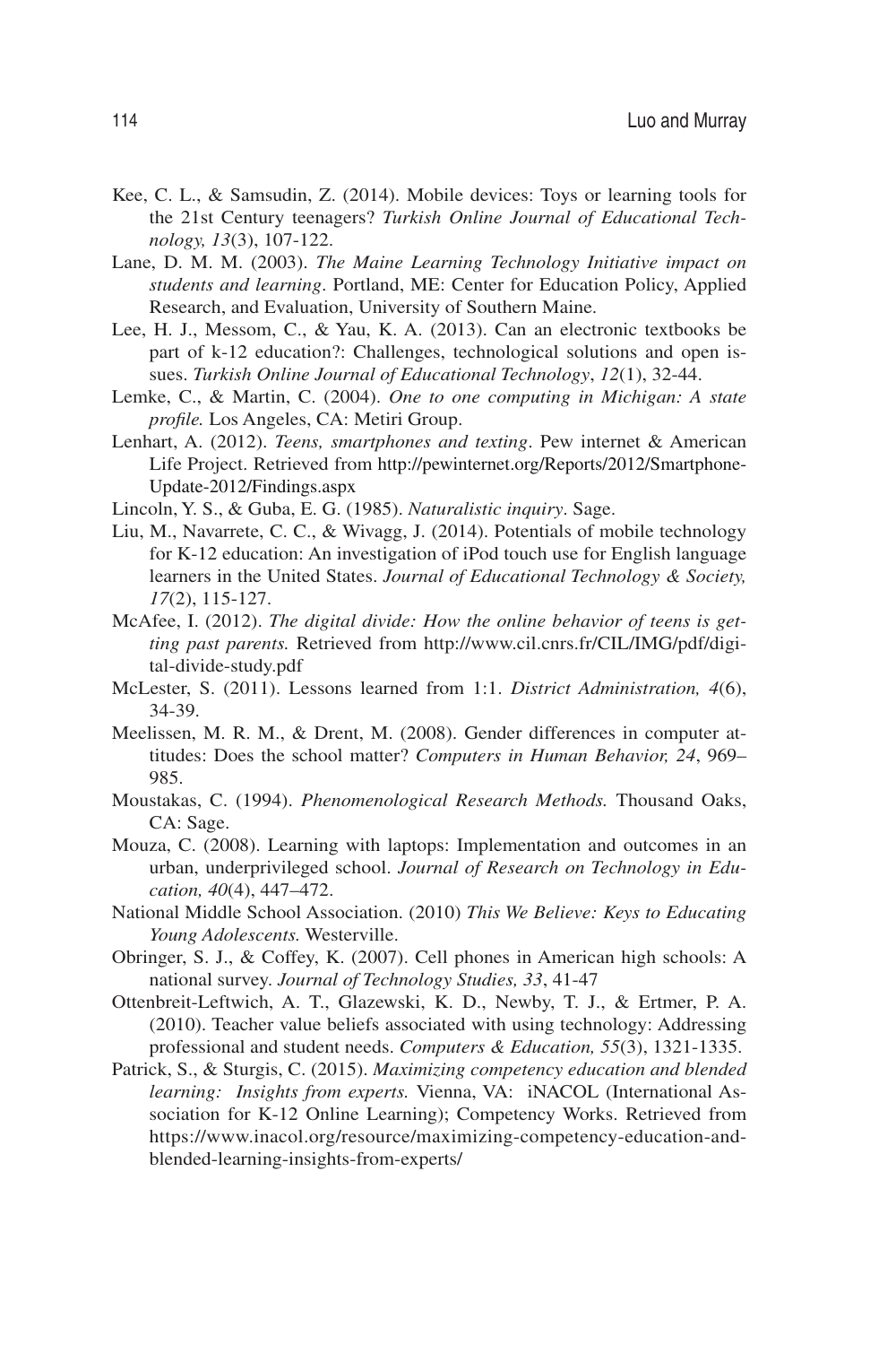Kee, C. L., & Samsudin, Z. (2014). Mobile devices: Toys or learning tools for the 21st Century teenagers? *Turkish Online Journal of Educational Technology, 13*(3), 107-122.

Lane, D. M. M. (2003). *The Maine Learning Technology Initiative impact on students and learning*. Portland, ME: Center for Education Policy, Applied Research, and Evaluation, University of Southern Maine.

Lee, H. J., Messom, C., & Yau, K. A. (2013). Can an electronic textbooks be part of k-12 education?: Challenges, technological solutions and open issues. *Turkish Online Journal of Educational Technology*, *12*(1), 32-44.

Lemke, C., & Martin, C. (2004). *One to one computing in Michigan: A state profile.* Los Angeles, CA: Metiri Group.

Lenhart, A. (2012). *Teens, smartphones and texting*. Pew internet & American Life Project. Retrieved from http://pewinternet.org/Reports/2012/Smartphone-Update-2012/Findings.aspx

Lincoln, Y. S., & Guba, E. G. (1985). *Naturalistic inquiry*. Sage.

Liu, M., Navarrete, C. C., & Wivagg, J. (2014). Potentials of mobile technology for K-12 education: An investigation of iPod touch use for English language learners in the United States. *Journal of Educational Technology & Society, 17*(2), 115-127.

McAfee, I. (2012). *The digital divide: How the online behavior of teens is getting past parents.* Retrieved from http://www.cil.cnrs.fr/CIL/IMG/pdf/digital-divide-study.pdf

McLester, S. (2011). Lessons learned from 1:1. *District Administration, 4*(6), 34-39.

Meelissen, M. R. M., & Drent, M. (2008). Gender differences in computer attitudes: Does the school matter? *Computers in Human Behavior, 24*, 969–985.

Moustakas, C. (1994). *Phenomenological Research Methods.* Thousand Oaks, CA: Sage.

Mouza, C. (2008). Learning with laptops: Implementation and outcomes in an urban, underprivileged school. *Journal of Research on Technology in Education, 40*(4), 447–472.

National Middle School Association. (2010) *This We Believe: Keys to Educating Young Adolescents.* Westerville.

Obringer, S. J., & Coffey, K. (2007). Cell phones in American high schools: A national survey. *Journal of Technology Studies, 33*, 41-47

Ottenbreit-Leftwich, A. T., Glazewski, K. D., Newby, T. J., & Ertmer, P. A. (2010). Teacher value beliefs associated with using technology: Addressing professional and student needs. *Computers & Education, 55*(3), 1321-1335.

Patrick, S., & Sturgis, C. (2015). *Maximizing competency education and blended learning: Insights from experts.* Vienna, VA: iNACOL (International Association for K-12 Online Learning); Competency Works. Retrieved from https://www.inacol.org/resource/maximizing-competency-education-and-blended-learning-insights-from-experts/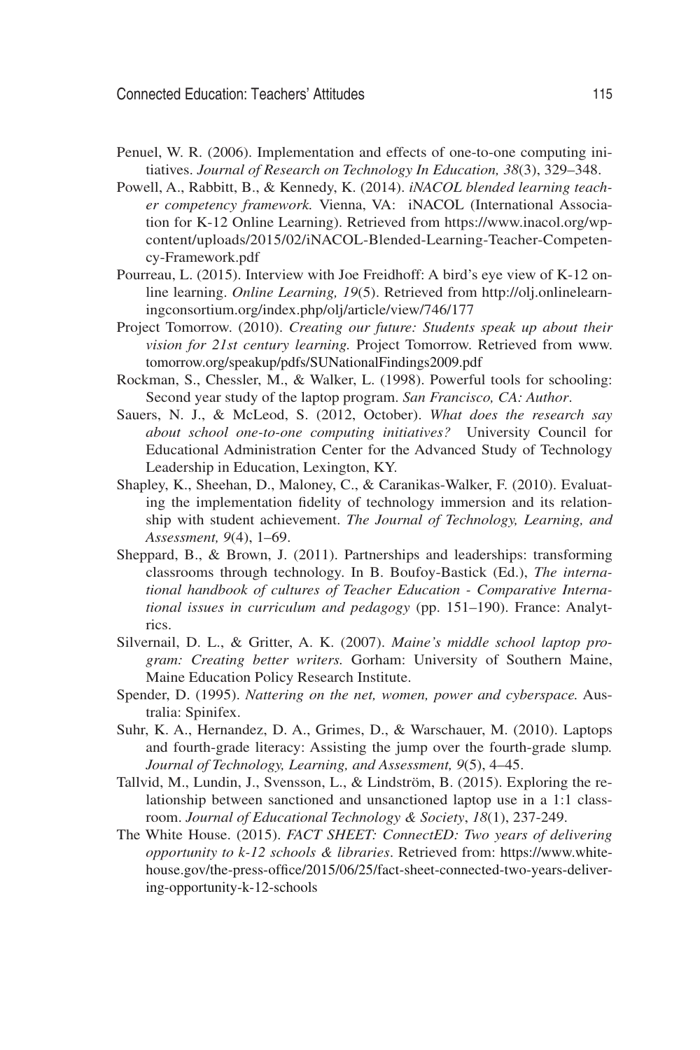Penuel, W. R. (2006). Implementation and effects of one-to-one computing initiatives. *Journal of Research on Technology In Education, 38*(3), 329–348.

Powell, A., Rabbitt, B., & Kennedy, K. (2014). *iNACOL blended learning teacher competency framework.* Vienna, VA: iNACOL (International Association for K-12 Online Learning). Retrieved from https://www.inacol.org/wp-content/uploads/2015/02/iNACOL-Blended-Learning-Teacher-Competency-Framework.pdf

Pourreau, L. (2015). Interview with Joe Freidhoff: A bird's eye view of K-12 online learning. *Online Learning, 19*(5). Retrieved from http://olj.onlinelearningconsortium.org/index.php/olj/article/view/746/177

Project Tomorrow. (2010). *Creating our future: Students speak up about their vision for 21st century learning.* Project Tomorrow. Retrieved from www.tomorrow.org/speakup/pdfs/SUNationalFindings2009.pdf

Rockman, S., Chessler, M., & Walker, L. (1998). Powerful tools for schooling: Second year study of the laptop program. *San Francisco, CA: Author*.

Sauers, N. J., & McLeod, S. (2012, October). *What does the research say about school one-to-one computing initiatives?* University Council for Educational Administration Center for the Advanced Study of Technology Leadership in Education, Lexington, KY.

Shapley, K., Sheehan, D., Maloney, C., & Caranikas-Walker, F. (2010). Evaluating the implementation fidelity of technology immersion and its relationship with student achievement. *The Journal of Technology, Learning, and Assessment, 9*(4), 1–69.

Sheppard, B., & Brown, J. (2011). Partnerships and leaderships: transforming classrooms through technology. In B. Boufoy-Bastick (Ed.), *The international handbook of cultures of Teacher Education - Comparative International issues in curriculum and pedagogy* (pp. 151–190). France: Analytrics.

Silvernail, D. L., & Gritter, A. K. (2007). *Maine's middle school laptop program: Creating better writers.* Gorham: University of Southern Maine, Maine Education Policy Research Institute.

Spender, D. (1995). *Nattering on the net, women, power and cyberspace.* Australia: Spinifex.

Suhr, K. A., Hernandez, D. A., Grimes, D., & Warschauer, M. (2010). Laptops and fourth-grade literacy: Assisting the jump over the fourth-grade slump. *Journal of Technology, Learning, and Assessment, 9*(5), 4–45.

Tallvid, M., Lundin, J., Svensson, L., & Lindström, B. (2015). Exploring the relationship between sanctioned and unsanctioned laptop use in a 1:1 classroom. *Journal of Educational Technology & Society*, *18*(1), 237-249.

The White House. (2015). *FACT SHEET: ConnectED: Two years of delivering opportunity to k-12 schools & libraries*. Retrieved from: https://www.whitehouse.gov/the-press-office/2015/06/25/fact-sheet-connected-two-years-delivering-opportunity-k-12-schools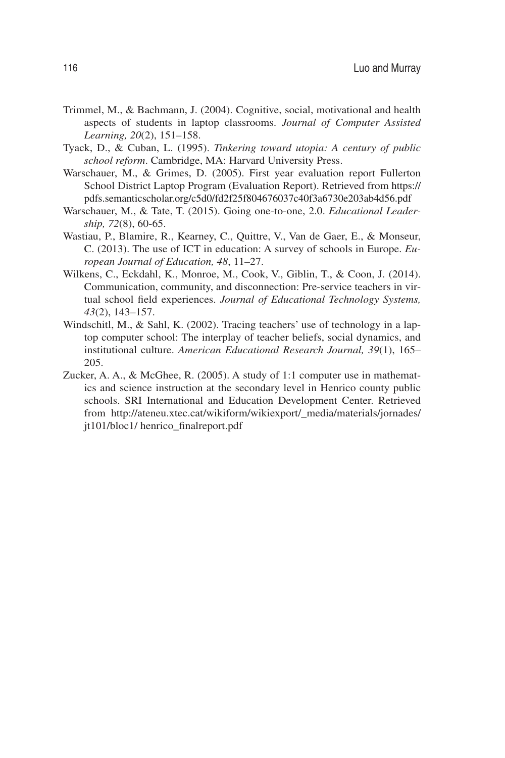Trimmel, M., & Bachmann, J. (2004). Cognitive, social, motivational and health aspects of students in laptop classrooms. *Journal of Computer Assisted Learning, 20*(2), 151–158.

Tyack, D., & Cuban, L. (1995). *Tinkering toward utopia: A century of public school reform*. Cambridge, MA: Harvard University Press.

Warschauer, M., & Grimes, D. (2005). First year evaluation report Fullerton School District Laptop Program (Evaluation Report). Retrieved from https://pdfs.semanticscholar.org/c5d0/fd2f25f804676037c40f3a6730e203ab4d56.pdf

Warschauer, M., & Tate, T. (2015). Going one-to-one, 2.0. *Educational Leadership, 72*(8), 60-65.

Wastiau, P., Blamire, R., Kearney, C., Quittre, V., Van de Gaer, E., & Monseur, C. (2013). The use of ICT in education: A survey of schools in Europe. *European Journal of Education, 48*, 11–27.

Wilkens, C., Eckdahl, K., Monroe, M., Cook, V., Giblin, T., & Coon, J. (2014). Communication, community, and disconnection: Pre-service teachers in virtual school field experiences. *Journal of Educational Technology Systems, 43*(2), 143–157.

Windschitl, M., & Sahl, K. (2002). Tracing teachers' use of technology in a laptop computer school: The interplay of teacher beliefs, social dynamics, and institutional culture. *American Educational Research Journal, 39*(1), 165–205.

Zucker, A. A., & McGhee, R. (2005). A study of 1:1 computer use in mathematics and science instruction at the secondary level in Henrico county public schools. SRI International and Education Development Center. Retrieved from http://ateneu.xtec.cat/wikiform/wikiexport/_media/materials/jornades/jt101/bloc1/ henrico_finalreport.pdf